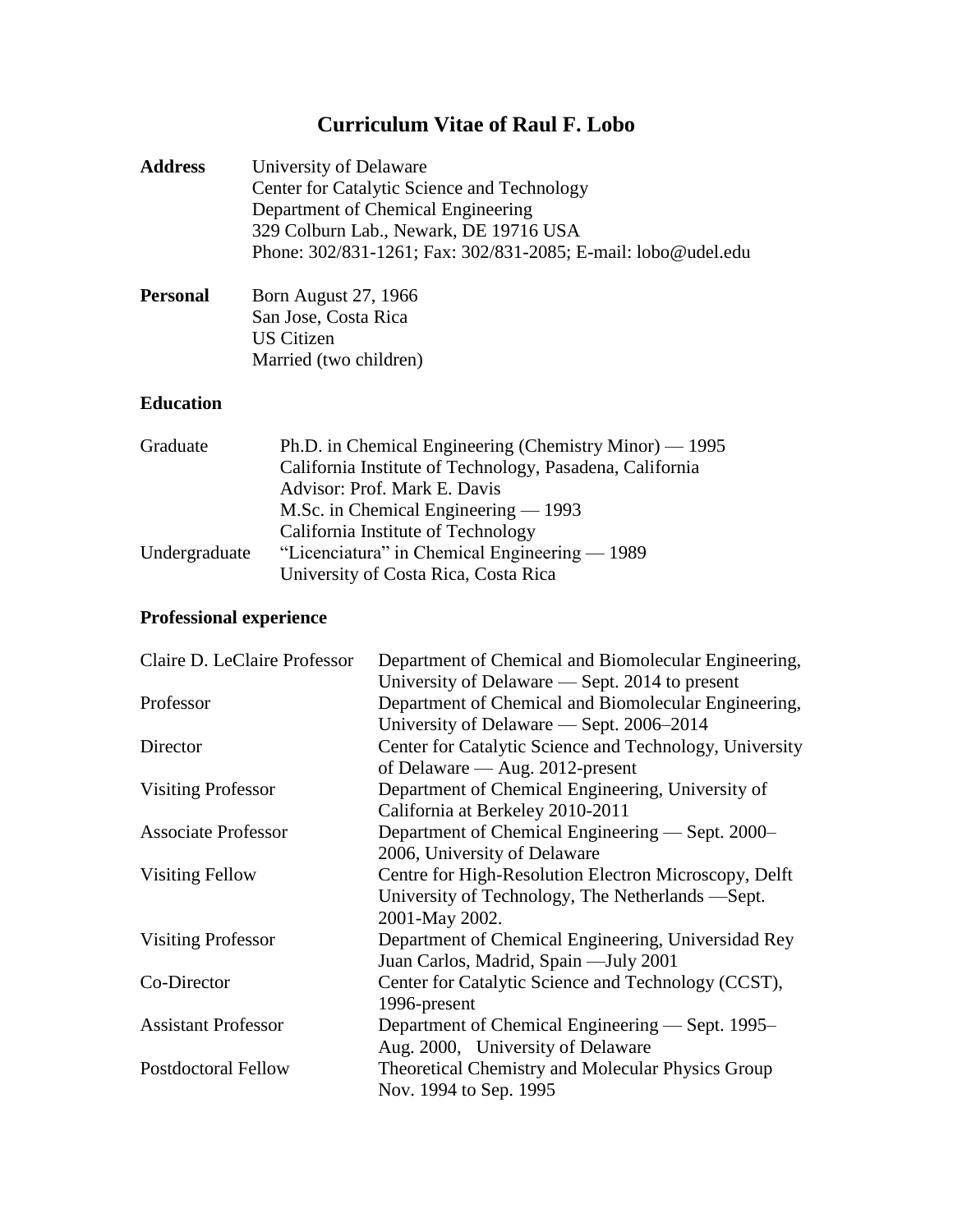# Curriculum Vitae of Raul F. Lobo

| | |
|---|---|
| **Address** | University of Delaware<br>Center for Catalytic Science and Technology<br>Department of Chemical Engineering<br>329 Colburn Lab., Newark, DE 19716 USA<br>Phone: 302/831-1261; Fax: 302/831-2085; E-mail: lobo@udel.edu |
| **Personal** | Born August 27, 1966<br>San Jose, Costa Rica<br>US Citizen<br>Married (two children) |

## Education

| | |
|---|---|
| Graduate | Ph.D. in Chemical Engineering (Chemistry Minor) — 1995<br>California Institute of Technology, Pasadena, California<br>Advisor: Prof. Mark E. Davis<br>M.Sc. in Chemical Engineering — 1993<br>California Institute of Technology |
| Undergraduate | "Licenciatura" in Chemical Engineering — 1989<br>University of Costa Rica, Costa Rica |

## Professional experience

| | |
|---|---|
| Claire D. LeClaire Professor | Department of Chemical and Biomolecular Engineering, University of Delaware — Sept. 2014 to present |
| Professor | Department of Chemical and Biomolecular Engineering, University of Delaware — Sept. 2006–2014 |
| Director | Center for Catalytic Science and Technology, University of Delaware — Aug. 2012-present |
| Visiting Professor | Department of Chemical Engineering, University of California at Berkeley 2010-2011 |
| Associate Professor | Department of Chemical Engineering — Sept. 2000–2006, University of Delaware |
| Visiting Fellow | Centre for High-Resolution Electron Microscopy, Delft University of Technology, The Netherlands —Sept. 2001-May 2002. |
| Visiting Professor | Department of Chemical Engineering, Universidad Rey Juan Carlos, Madrid, Spain —July 2001 |
| Co-Director | Center for Catalytic Science and Technology (CCST), 1996-present |
| Assistant Professor | Department of Chemical Engineering — Sept. 1995–Aug. 2000, University of Delaware |
| Postdoctoral Fellow | Theoretical Chemistry and Molecular Physics Group Nov. 1994 to Sep. 1995 |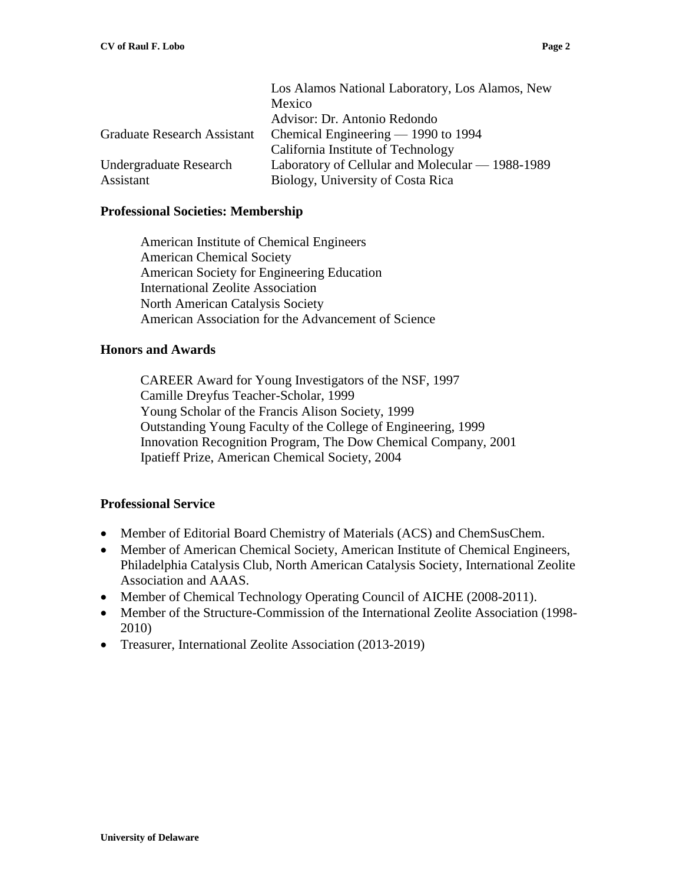| | |
|---|---|
| | Los Alamos National Laboratory, Los Alamos, New Mexico |
| | Advisor: Dr. Antonio Redondo |
| Graduate Research Assistant | Chemical Engineering — 1990 to 1994 |
| | California Institute of Technology |
| Undergraduate Research Assistant | Laboratory of Cellular and Molecular — 1988-1989 Biology, University of Costa Rica |

**Professional Societies: Membership**

American Institute of Chemical Engineers
American Chemical Society
American Society for Engineering Education
International Zeolite Association
North American Catalysis Society
American Association for the Advancement of Science

**Honors and Awards**

CAREER Award for Young Investigators of the NSF, 1997
Camille Dreyfus Teacher-Scholar, 1999
Young Scholar of the Francis Alison Society, 1999
Outstanding Young Faculty of the College of Engineering, 1999
Innovation Recognition Program, The Dow Chemical Company, 2001
Ipatieff Prize, American Chemical Society, 2004

**Professional Service**

- Member of Editorial Board Chemistry of Materials (ACS) and ChemSusChem.
- Member of American Chemical Society, American Institute of Chemical Engineers, Philadelphia Catalysis Club, North American Catalysis Society, International Zeolite Association and AAAS.
- Member of Chemical Technology Operating Council of AICHE (2008-2011).
- Member of the Structure-Commission of the International Zeolite Association (1998-2010)
- Treasurer, International Zeolite Association (2013-2019)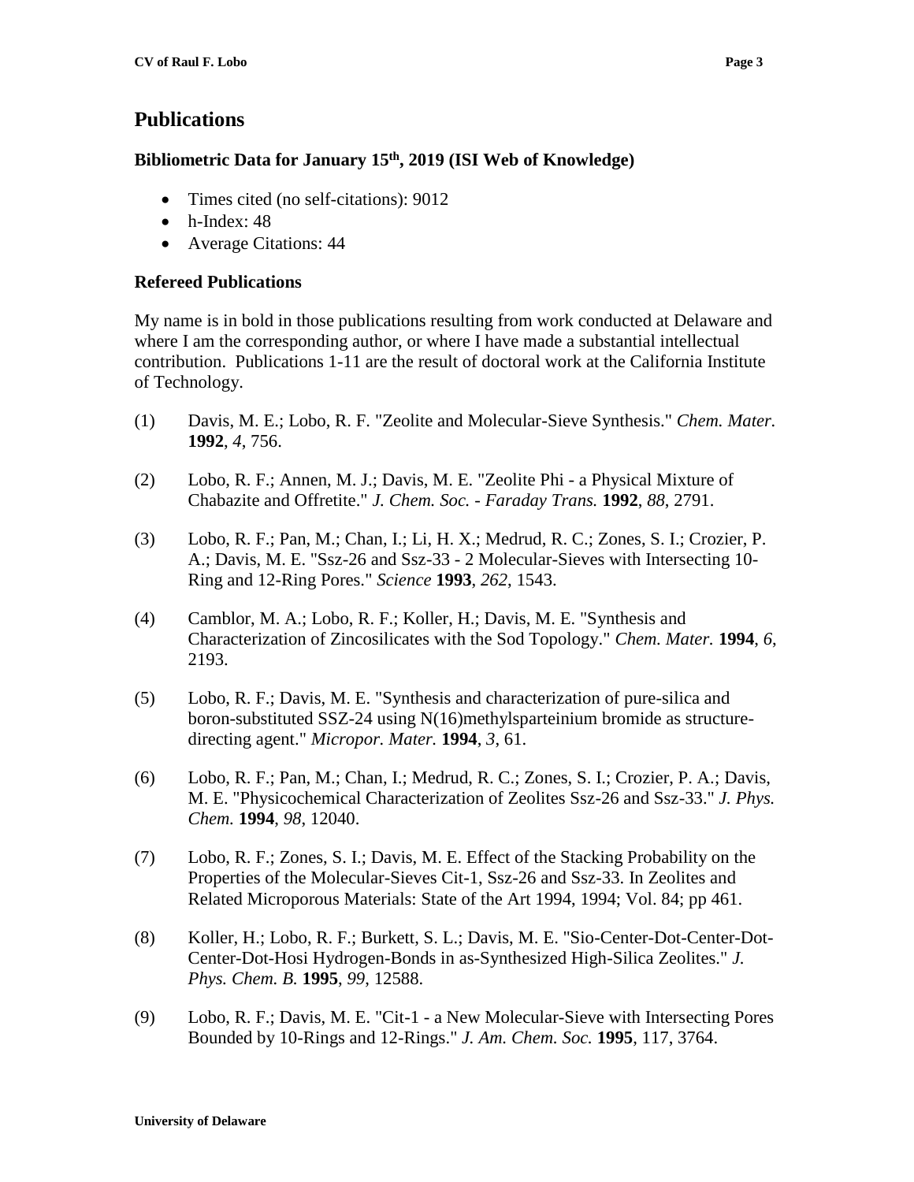## Publications

### Bibliometric Data for January 15th, 2019 (ISI Web of Knowledge)

- Times cited (no self-citations): 9012
- h-Index: 48
- Average Citations: 44

### Refereed Publications

My name is in bold in those publications resulting from work conducted at Delaware and where I am the corresponding author, or where I have made a substantial intellectual contribution. Publications 1-11 are the result of doctoral work at the California Institute of Technology.

(1) Davis, M. E.; Lobo, R. F. "Zeolite and Molecular-Sieve Synthesis." *Chem. Mater.* **1992**, *4*, 756.

(2) Lobo, R. F.; Annen, M. J.; Davis, M. E. "Zeolite Phi - a Physical Mixture of Chabazite and Offretite." *J. Chem. Soc. - Faraday Trans.* **1992**, *88*, 2791.

(3) Lobo, R. F.; Pan, M.; Chan, I.; Li, H. X.; Medrud, R. C.; Zones, S. I.; Crozier, P. A.; Davis, M. E. "Ssz-26 and Ssz-33 - 2 Molecular-Sieves with Intersecting 10-Ring and 12-Ring Pores." *Science* **1993**, *262*, 1543.

(4) Camblor, M. A.; Lobo, R. F.; Koller, H.; Davis, M. E. "Synthesis and Characterization of Zincosilicates with the Sod Topology." *Chem. Mater.* **1994**, *6*, 2193.

(5) Lobo, R. F.; Davis, M. E. "Synthesis and characterization of pure-silica and boron-substituted SSZ-24 using N(16)methylsparteinium bromide as structure-directing agent." *Micropor. Mater.* **1994**, *3*, 61.

(6) Lobo, R. F.; Pan, M.; Chan, I.; Medrud, R. C.; Zones, S. I.; Crozier, P. A.; Davis, M. E. "Physicochemical Characterization of Zeolites Ssz-26 and Ssz-33." *J. Phys. Chem.* **1994**, *98*, 12040.

(7) Lobo, R. F.; Zones, S. I.; Davis, M. E. Effect of the Stacking Probability on the Properties of the Molecular-Sieves Cit-1, Ssz-26 and Ssz-33. In Zeolites and Related Microporous Materials: State of the Art 1994, 1994; Vol. 84; pp 461.

(8) Koller, H.; Lobo, R. F.; Burkett, S. L.; Davis, M. E. "Sio-Center-Dot-Center-Dot-Center-Dot-Hosi Hydrogen-Bonds in as-Synthesized High-Silica Zeolites." *J. Phys. Chem. B.* **1995**, *99*, 12588.

(9) Lobo, R. F.; Davis, M. E. "Cit-1 - a New Molecular-Sieve with Intersecting Pores Bounded by 10-Rings and 12-Rings." *J. Am. Chem. Soc.* **1995**, 117, 3764.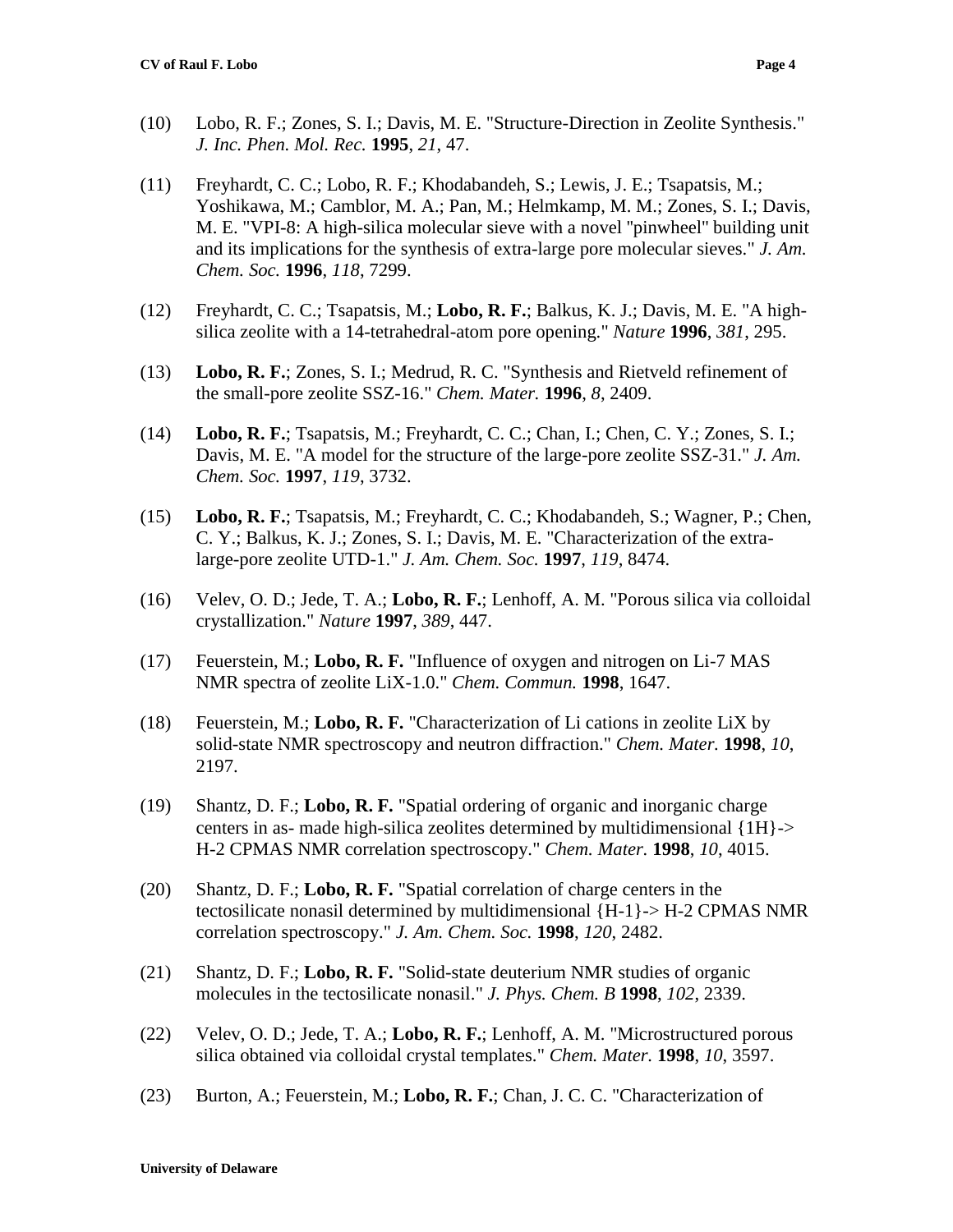(10) Lobo, R. F.; Zones, S. I.; Davis, M. E. "Structure-Direction in Zeolite Synthesis." *J. Inc. Phen. Mol. Rec.* **1995**, *21*, 47.

(11) Freyhardt, C. C.; Lobo, R. F.; Khodabandeh, S.; Lewis, J. E.; Tsapatsis, M.; Yoshikawa, M.; Camblor, M. A.; Pan, M.; Helmkamp, M. M.; Zones, S. I.; Davis, M. E. "VPI-8: A high-silica molecular sieve with a novel "pinwheel" building unit and its implications for the synthesis of extra-large pore molecular sieves." *J. Am. Chem. Soc.* **1996**, *118*, 7299.

(12) Freyhardt, C. C.; Tsapatsis, M.; **Lobo, R. F.**; Balkus, K. J.; Davis, M. E. "A high-silica zeolite with a 14-tetrahedral-atom pore opening." *Nature* **1996**, *381*, 295.

(13) **Lobo, R. F.**; Zones, S. I.; Medrud, R. C. "Synthesis and Rietveld refinement of the small-pore zeolite SSZ-16." *Chem. Mater.* **1996**, *8*, 2409.

(14) **Lobo, R. F.**; Tsapatsis, M.; Freyhardt, C. C.; Chan, I.; Chen, C. Y.; Zones, S. I.; Davis, M. E. "A model for the structure of the large-pore zeolite SSZ-31." *J. Am. Chem. Soc.* **1997**, *119*, 3732.

(15) **Lobo, R. F.**; Tsapatsis, M.; Freyhardt, C. C.; Khodabandeh, S.; Wagner, P.; Chen, C. Y.; Balkus, K. J.; Zones, S. I.; Davis, M. E. "Characterization of the extra-large-pore zeolite UTD-1." *J. Am. Chem. Soc.* **1997**, *119*, 8474.

(16) Velev, O. D.; Jede, T. A.; **Lobo, R. F.**; Lenhoff, A. M. "Porous silica via colloidal crystallization." *Nature* **1997**, *389*, 447.

(17) Feuerstein, M.; **Lobo, R. F.** "Influence of oxygen and nitrogen on Li-7 MAS NMR spectra of zeolite LiX-1.0." *Chem. Commun.* **1998**, 1647.

(18) Feuerstein, M.; **Lobo, R. F.** "Characterization of Li cations in zeolite LiX by solid-state NMR spectroscopy and neutron diffraction." *Chem. Mater.* **1998**, *10*, 2197.

(19) Shantz, D. F.; **Lobo, R. F.** "Spatial ordering of organic and inorganic charge centers in as- made high-silica zeolites determined by multidimensional {1H}-> H-2 CPMAS NMR correlation spectroscopy." *Chem. Mater.* **1998**, *10*, 4015.

(20) Shantz, D. F.; **Lobo, R. F.** "Spatial correlation of charge centers in the tectosilicate nonasil determined by multidimensional {H-1}-> H-2 CPMAS NMR correlation spectroscopy." *J. Am. Chem. Soc.* **1998**, *120*, 2482.

(21) Shantz, D. F.; **Lobo, R. F.** "Solid-state deuterium NMR studies of organic molecules in the tectosilicate nonasil." *J. Phys. Chem. B* **1998**, *102*, 2339.

(22) Velev, O. D.; Jede, T. A.; **Lobo, R. F.**; Lenhoff, A. M. "Microstructured porous silica obtained via colloidal crystal templates." *Chem. Mater.* **1998**, *10*, 3597.

(23) Burton, A.; Feuerstein, M.; **Lobo, R. F.**; Chan, J. C. C. "Characterization of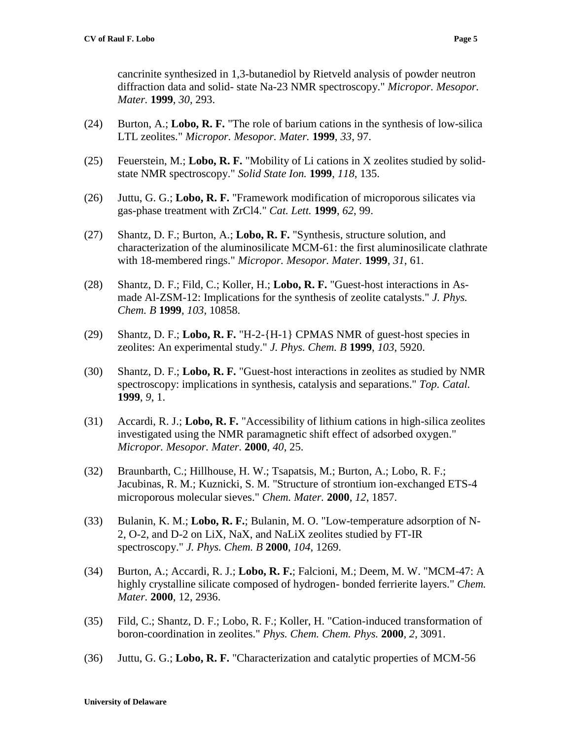cancrinite synthesized in 1,3-butanediol by Rietveld analysis of powder neutron diffraction data and solid- state Na-23 NMR spectroscopy." *Micropor. Mesopor. Mater.* **1999**, *30*, 293.

(24) Burton, A.; **Lobo, R. F.** "The role of barium cations in the synthesis of low-silica LTL zeolites." *Micropor. Mesopor. Mater.* **1999**, *33*, 97.

(25) Feuerstein, M.; **Lobo, R. F.** "Mobility of Li cations in X zeolites studied by solid-state NMR spectroscopy." *Solid State Ion.* **1999**, *118*, 135.

(26) Juttu, G. G.; **Lobo, R. F.** "Framework modification of microporous silicates via gas-phase treatment with ZrCl4." *Cat. Lett.* **1999**, *62*, 99.

(27) Shantz, D. F.; Burton, A.; **Lobo, R. F.** "Synthesis, structure solution, and characterization of the aluminosilicate MCM-61: the first aluminosilicate clathrate with 18-membered rings." *Micropor. Mesopor. Mater.* **1999**, *31*, 61.

(28) Shantz, D. F.; Fild, C.; Koller, H.; **Lobo, R. F.** "Guest-host interactions in As-made Al-ZSM-12: Implications for the synthesis of zeolite catalysts." *J. Phys. Chem. B* **1999**, *103*, 10858.

(29) Shantz, D. F.; **Lobo, R. F.** "H-2-{H-1} CPMAS NMR of guest-host species in zeolites: An experimental study." *J. Phys. Chem. B* **1999**, *103*, 5920.

(30) Shantz, D. F.; **Lobo, R. F.** "Guest-host interactions in zeolites as studied by NMR spectroscopy: implications in synthesis, catalysis and separations." *Top. Catal.* **1999**, *9*, 1.

(31) Accardi, R. J.; **Lobo, R. F.** "Accessibility of lithium cations in high-silica zeolites investigated using the NMR paramagnetic shift effect of adsorbed oxygen." *Micropor. Mesopor. Mater.* **2000**, *40*, 25.

(32) Braunbarth, C.; Hillhouse, H. W.; Tsapatsis, M.; Burton, A.; Lobo, R. F.; Jacubinas, R. M.; Kuznicki, S. M. "Structure of strontium ion-exchanged ETS-4 microporous molecular sieves." *Chem. Mater.* **2000**, *12*, 1857.

(33) Bulanin, K. M.; **Lobo, R. F.**; Bulanin, M. O. "Low-temperature adsorption of N-2, O-2, and D-2 on LiX, NaX, and NaLiX zeolites studied by FT-IR spectroscopy." *J. Phys. Chem. B* **2000**, *104*, 1269.

(34) Burton, A.; Accardi, R. J.; **Lobo, R. F.**; Falcioni, M.; Deem, M. W. "MCM-47: A highly crystalline silicate composed of hydrogen- bonded ferrierite layers." *Chem. Mater.* **2000**, 12, 2936.

(35) Fild, C.; Shantz, D. F.; Lobo, R. F.; Koller, H. "Cation-induced transformation of boron-coordination in zeolites." *Phys. Chem. Chem. Phys.* **2000**, *2*, 3091.

(36) Juttu, G. G.; **Lobo, R. F.** "Characterization and catalytic properties of MCM-56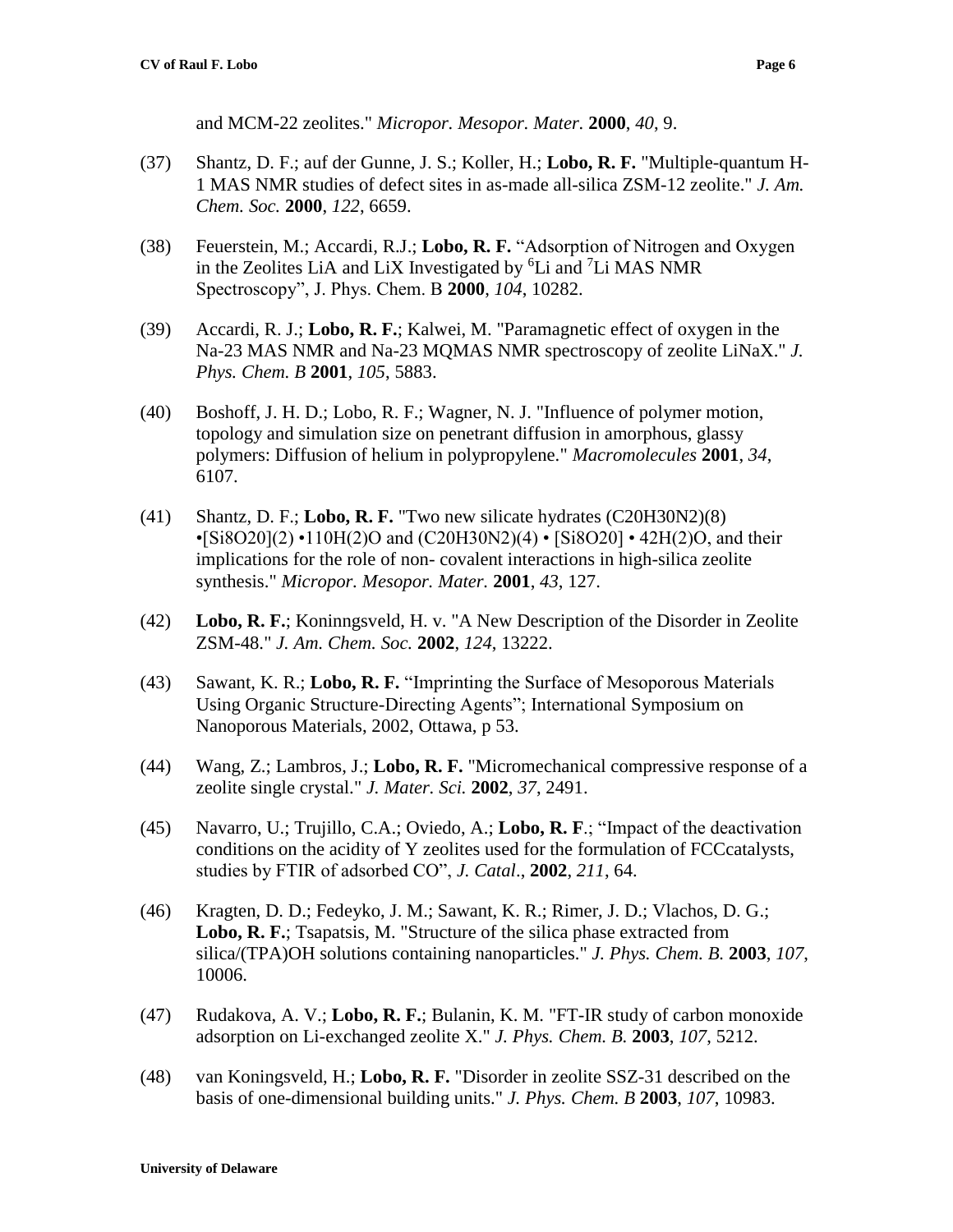and MCM-22 zeolites." *Micropor. Mesopor. Mater.* **2000**, *40*, 9.

(37) Shantz, D. F.; auf der Gunne, J. S.; Koller, H.; **Lobo, R. F.** "Multiple-quantum H-1 MAS NMR studies of defect sites in as-made all-silica ZSM-12 zeolite." *J. Am. Chem. Soc.* **2000**, *122*, 6659.

(38) Feuerstein, M.; Accardi, R.J.; **Lobo, R. F.** "Adsorption of Nitrogen and Oxygen in the Zeolites LiA and LiX Investigated by $^{6}Li$ and $^{7}Li$ MAS NMR Spectroscopy", J. Phys. Chem. B **2000**, *104*, 10282.

(39) Accardi, R. J.; **Lobo, R. F.**; Kalwei, M. "Paramagnetic effect of oxygen in the Na-23 MAS NMR and Na-23 MQMAS NMR spectroscopy of zeolite LiNaX." *J. Phys. Chem. B* **2001**, *105*, 5883.

(40) Boshoff, J. H. D.; Lobo, R. F.; Wagner, N. J. "Influence of polymer motion, topology and simulation size on penetrant diffusion in amorphous, glassy polymers: Diffusion of helium in polypropylene." *Macromolecules* **2001**, *34*, 6107.

(41) Shantz, D. F.; **Lobo, R. F.** "Two new silicate hydrates (C20H30N2)(8) •[Si8O20](2) •110H(2)O and (C20H30N2)(4) • [Si8O20] • 42H(2)O, and their implications for the role of non- covalent interactions in high-silica zeolite synthesis." *Micropor. Mesopor. Mater.* **2001**, *43*, 127.

(42) **Lobo, R. F.**; Koninngsveld, H. v. "A New Description of the Disorder in Zeolite ZSM-48." *J. Am. Chem. Soc.* **2002**, *124*, 13222.

(43) Sawant, K. R.; **Lobo, R. F.** "Imprinting the Surface of Mesoporous Materials Using Organic Structure-Directing Agents"; International Symposium on Nanoporous Materials, 2002, Ottawa, p 53.

(44) Wang, Z.; Lambros, J.; **Lobo, R. F.** "Micromechanical compressive response of a zeolite single crystal." *J. Mater. Sci.* **2002**, *37*, 2491.

(45) Navarro, U.; Trujillo, C.A.; Oviedo, A.; **Lobo, R. F**.; "Impact of the deactivation conditions on the acidity of Y zeolites used for the formulation of FCCcatalysts, studies by FTIR of adsorbed CO", *J. Catal*., **2002**, *211*, 64.

(46) Kragten, D. D.; Fedeyko, J. M.; Sawant, K. R.; Rimer, J. D.; Vlachos, D. G.; **Lobo, R. F.**; Tsapatsis, M. "Structure of the silica phase extracted from silica/(TPA)OH solutions containing nanoparticles." *J. Phys. Chem. B.* **2003**, *107*, 10006.

(47) Rudakova, A. V.; **Lobo, R. F.**; Bulanin, K. M. "FT-IR study of carbon monoxide adsorption on Li-exchanged zeolite X." *J. Phys. Chem. B.* **2003**, *107*, 5212.

(48) van Koningsveld, H.; **Lobo, R. F.** "Disorder in zeolite SSZ-31 described on the basis of one-dimensional building units." *J. Phys. Chem. B* **2003**, *107*, 10983.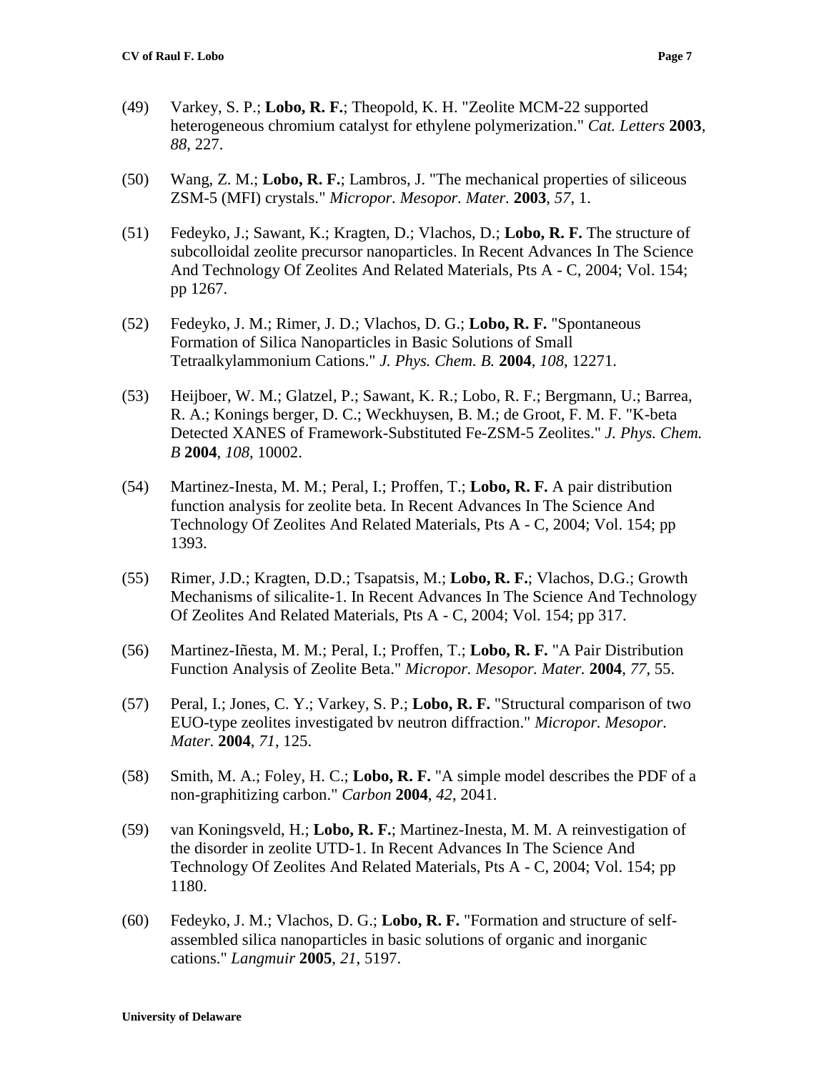(49) Varkey, S. P.; **Lobo, R. F.**; Theopold, K. H. "Zeolite MCM-22 supported heterogeneous chromium catalyst for ethylene polymerization." *Cat. Letters* **2003**, *88*, 227.

(50) Wang, Z. M.; **Lobo, R. F.**; Lambros, J. "The mechanical properties of siliceous ZSM-5 (MFI) crystals." *Micropor. Mesopor. Mater.* **2003**, *57*, 1.

(51) Fedeyko, J.; Sawant, K.; Kragten, D.; Vlachos, D.; **Lobo, R. F.** The structure of subcolloidal zeolite precursor nanoparticles. In Recent Advances In The Science And Technology Of Zeolites And Related Materials, Pts A - C, 2004; Vol. 154; pp 1267.

(52) Fedeyko, J. M.; Rimer, J. D.; Vlachos, D. G.; **Lobo, R. F.** "Spontaneous Formation of Silica Nanoparticles in Basic Solutions of Small Tetraalkylammonium Cations." *J. Phys. Chem. B.* **2004**, *108*, 12271.

(53) Heijboer, W. M.; Glatzel, P.; Sawant, K. R.; Lobo, R. F.; Bergmann, U.; Barrea, R. A.; Konings berger, D. C.; Weckhuysen, B. M.; de Groot, F. M. F. "K-beta Detected XANES of Framework-Substituted Fe-ZSM-5 Zeolites." *J. Phys. Chem. B* **2004**, *108*, 10002.

(54) Martinez-Inesta, M. M.; Peral, I.; Proffen, T.; **Lobo, R. F.** A pair distribution function analysis for zeolite beta. In Recent Advances In The Science And Technology Of Zeolites And Related Materials, Pts A - C, 2004; Vol. 154; pp 1393.

(55) Rimer, J.D.; Kragten, D.D.; Tsapatsis, M.; **Lobo, R. F.**; Vlachos, D.G.; Growth Mechanisms of silicalite-1. In Recent Advances In The Science And Technology Of Zeolites And Related Materials, Pts A - C, 2004; Vol. 154; pp 317.

(56) Martinez-Iñesta, M. M.; Peral, I.; Proffen, T.; **Lobo, R. F.** "A Pair Distribution Function Analysis of Zeolite Beta." *Micropor. Mesopor. Mater.* **2004**, *77*, 55.

(57) Peral, I.; Jones, C. Y.; Varkey, S. P.; **Lobo, R. F.** "Structural comparison of two EUO-type zeolites investigated bv neutron diffraction." *Micropor. Mesopor. Mater.* **2004**, *71*, 125.

(58) Smith, M. A.; Foley, H. C.; **Lobo, R. F.** "A simple model describes the PDF of a non-graphitizing carbon." *Carbon* **2004**, *42*, 2041.

(59) van Koningsveld, H.; **Lobo, R. F.**; Martinez-Inesta, M. M. A reinvestigation of the disorder in zeolite UTD-1. In Recent Advances In The Science And Technology Of Zeolites And Related Materials, Pts A - C, 2004; Vol. 154; pp 1180.

(60) Fedeyko, J. M.; Vlachos, D. G.; **Lobo, R. F.** "Formation and structure of self-assembled silica nanoparticles in basic solutions of organic and inorganic cations." *Langmuir* **2005**, *21*, 5197.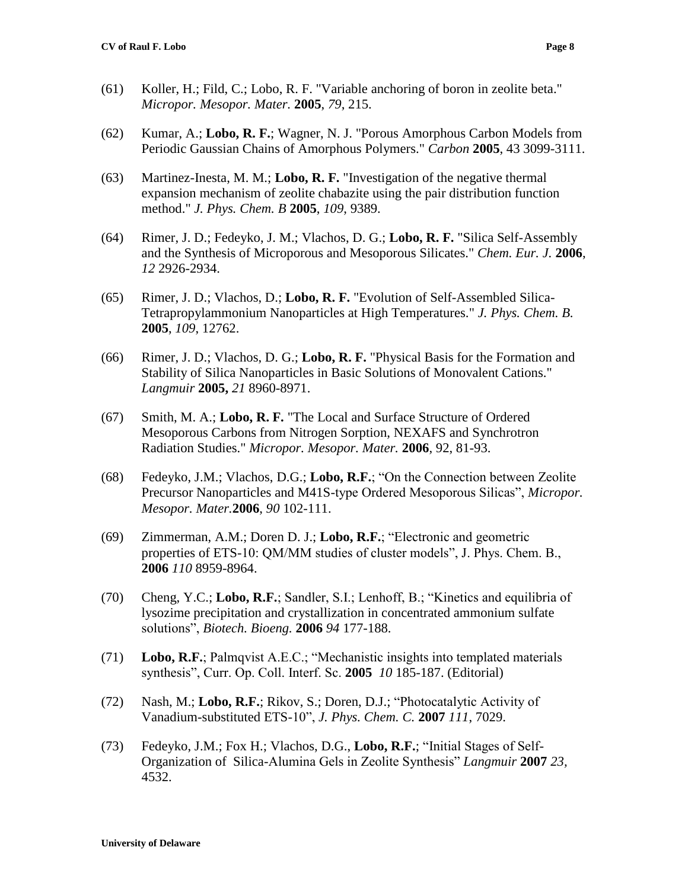(61) Koller, H.; Fild, C.; Lobo, R. F. "Variable anchoring of boron in zeolite beta." *Micropor. Mesopor. Mater.* **2005**, *79*, 215.

(62) Kumar, A.; **Lobo, R. F.**; Wagner, N. J. "Porous Amorphous Carbon Models from Periodic Gaussian Chains of Amorphous Polymers." *Carbon* **2005**, 43 3099-3111.

(63) Martinez-Inesta, M. M.; **Lobo, R. F.** "Investigation of the negative thermal expansion mechanism of zeolite chabazite using the pair distribution function method." *J. Phys. Chem. B* **2005**, *109*, 9389.

(64) Rimer, J. D.; Fedeyko, J. M.; Vlachos, D. G.; **Lobo, R. F.** "Silica Self-Assembly and the Synthesis of Microporous and Mesoporous Silicates." *Chem. Eur. J.* **2006**, *12* 2926-2934.

(65) Rimer, J. D.; Vlachos, D.; **Lobo, R. F.** "Evolution of Self-Assembled Silica-Tetrapropylammonium Nanoparticles at High Temperatures." *J. Phys. Chem. B.* **2005**, *109*, 12762.

(66) Rimer, J. D.; Vlachos, D. G.; **Lobo, R. F.** "Physical Basis for the Formation and Stability of Silica Nanoparticles in Basic Solutions of Monovalent Cations." *Langmuir* **2005,** *21* 8960-8971.

(67) Smith, M. A.; **Lobo, R. F.** "The Local and Surface Structure of Ordered Mesoporous Carbons from Nitrogen Sorption, NEXAFS and Synchrotron Radiation Studies." *Micropor. Mesopor. Mater.* **2006**, 92, 81-93.

(68) Fedeyko, J.M.; Vlachos, D.G.; **Lobo, R.F.**; "On the Connection between Zeolite Precursor Nanoparticles and M41S-type Ordered Mesoporous Silicas", *Micropor. Mesopor. Mater.***2006**, *90* 102-111.

(69) Zimmerman, A.M.; Doren D. J.; **Lobo, R.F.**; "Electronic and geometric properties of ETS-10: QM/MM studies of cluster models", J. Phys. Chem. B., **2006** *110* 8959-8964.

(70) Cheng, Y.C.; **Lobo, R.F.**; Sandler, S.I.; Lenhoff, B.; "Kinetics and equilibria of lysozime precipitation and crystallization in concentrated ammonium sulfate solutions", *Biotech. Bioeng.* **2006** *94* 177-188.

(71) **Lobo, R.F.**; Palmqvist A.E.C.; "Mechanistic insights into templated materials synthesis", Curr. Op. Coll. Interf. Sc. **2005** *10* 185-187. (Editorial)

(72) Nash, M.; **Lobo, R.F.**; Rikov, S.; Doren, D.J.; "Photocatalytic Activity of Vanadium-substituted ETS-10", *J. Phys. Chem. C.* **2007** *111*, 7029.

(73) Fedeyko, J.M.; Fox H.; Vlachos, D.G., **Lobo, R.F.**; "Initial Stages of Self-Organization of Silica-Alumina Gels in Zeolite Synthesis" *Langmuir* **2007** *23,* 4532.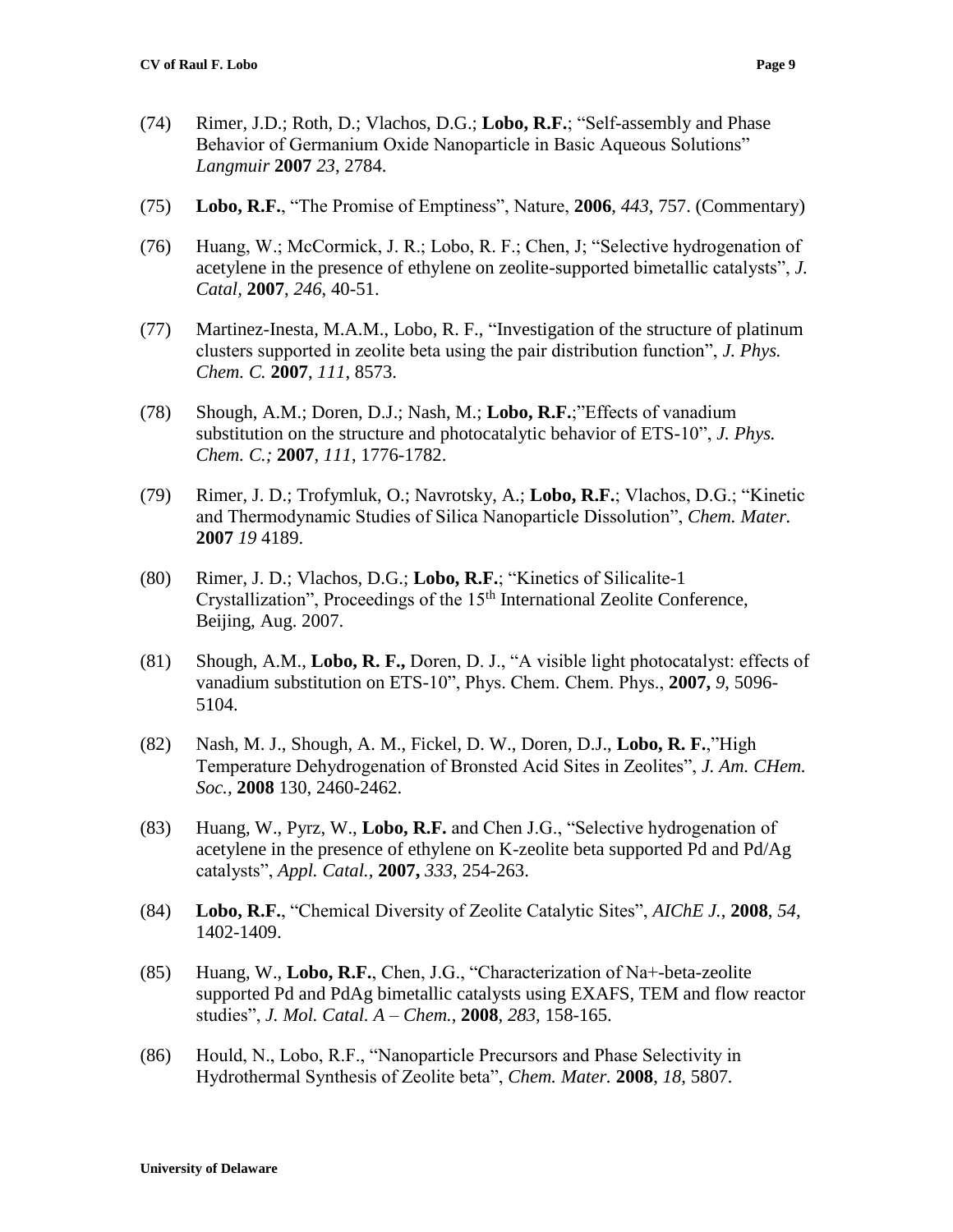(74) Rimer, J.D.; Roth, D.; Vlachos, D.G.; **Lobo, R.F.**; "Self-assembly and Phase Behavior of Germanium Oxide Nanoparticle in Basic Aqueous Solutions" *Langmuir* **2007** *23*, 2784.

(75) **Lobo, R.F.**, "The Promise of Emptiness", Nature, **2006**, *443*, 757. (Commentary)

(76) Huang, W.; McCormick, J. R.; Lobo, R. F.; Chen, J; "Selective hydrogenation of acetylene in the presence of ethylene on zeolite-supported bimetallic catalysts", *J. Catal,* **2007**, *246*, 40-51.

(77) Martinez-Inesta, M.A.M., Lobo, R. F., "Investigation of the structure of platinum clusters supported in zeolite beta using the pair distribution function", *J. Phys. Chem. C.* **2007**, *111*, 8573.

(78) Shough, A.M.; Doren, D.J.; Nash, M.; **Lobo, R.F.**;"Effects of vanadium substitution on the structure and photocatalytic behavior of ETS-10", *J. Phys. Chem. C.;* **2007**, *111*, 1776-1782.

(79) Rimer, J. D.; Trofymluk, O.; Navrotsky, A.; **Lobo, R.F.**; Vlachos, D.G.; "Kinetic and Thermodynamic Studies of Silica Nanoparticle Dissolution", *Chem. Mater.* **2007** *19* 4189.

(80) Rimer, J. D.; Vlachos, D.G.; **Lobo, R.F.**; "Kinetics of Silicalite-1 Crystallization", Proceedings of the 15th International Zeolite Conference, Beijing, Aug. 2007.

(81) Shough, A.M., **Lobo, R. F.,** Doren, D. J., "A visible light photocatalyst: effects of vanadium substitution on ETS-10", Phys. Chem. Chem. Phys., **2007,** *9*, 5096-5104.

(82) Nash, M. J., Shough, A. M., Fickel, D. W., Doren, D.J., **Lobo, R. F.**,"High Temperature Dehydrogenation of Bronsted Acid Sites in Zeolites", *J. Am. CHem. Soc.,* **2008** 130, 2460-2462.

(83) Huang, W., Pyrz, W., **Lobo, R.F.** and Chen J.G., "Selective hydrogenation of acetylene in the presence of ethylene on K-zeolite beta supported Pd and Pd/Ag catalysts", *Appl. Catal.,* **2007,** *333*, 254-263.

(84) **Lobo, R.F.**, "Chemical Diversity of Zeolite Catalytic Sites", *AIChE J.,* **2008**, *54*, 1402-1409.

(85) Huang, W., **Lobo, R.F.**, Chen, J.G., "Characterization of Na+-beta-zeolite supported Pd and PdAg bimetallic catalysts using EXAFS, TEM and flow reactor studies", *J. Mol. Catal. A – Chem.*, **2008**, *283*, 158-165.

(86) Hould, N., Lobo, R.F., "Nanoparticle Precursors and Phase Selectivity in Hydrothermal Synthesis of Zeolite beta", *Chem. Mater.* **2008**, *18*, 5807.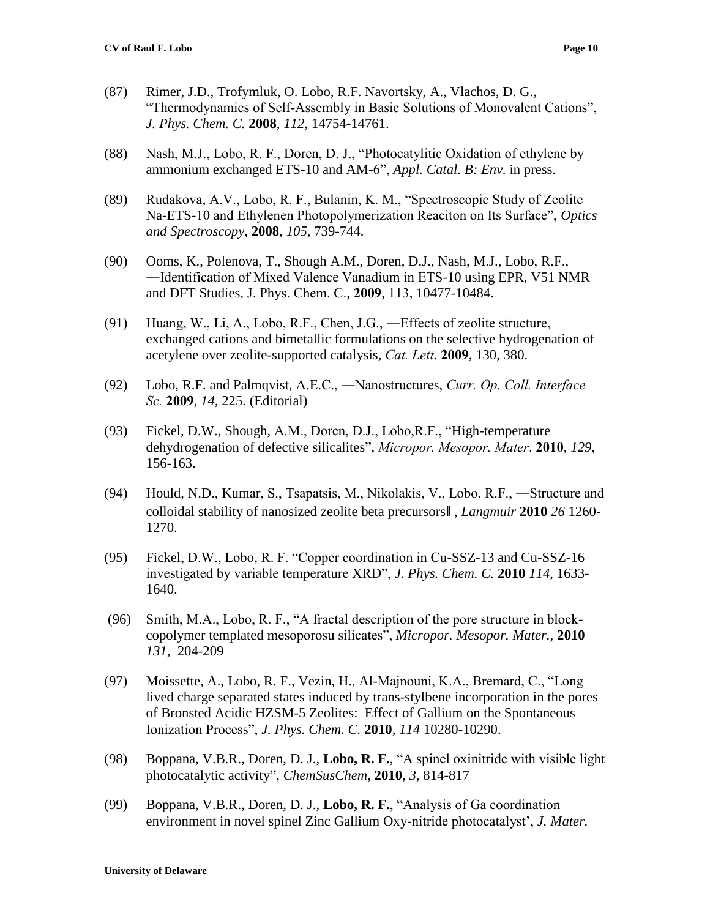(87) Rimer, J.D., Trofymluk, O. Lobo, R.F. Navortsky, A., Vlachos, D. G., "Thermodynamics of Self-Assembly in Basic Solutions of Monovalent Cations", *J. Phys. Chem. C.* **2008**, *112*, 14754-14761.

(88) Nash, M.J., Lobo, R. F., Doren, D. J., "Photocatylitic Oxidation of ethylene by ammonium exchanged ETS-10 and AM-6", *Appl. Catal. B: Env.* in press.

(89) Rudakova, A.V., Lobo, R. F., Bulanin, K. M., "Spectroscopic Study of Zeolite Na-ETS-10 and Ethylenen Photopolymerization Reaciton on Its Surface", *Optics and Spectroscopy*, **2008**, *105*, 739-744.

(90) Ooms, K., Polenova, T., Shough A.M., Doren, D.J., Nash, M.J., Lobo, R.F., ―Identification of Mixed Valence Vanadium in ETS-10 using EPR, V51 NMR and DFT Studies, J. Phys. Chem. C., **2009**, 113, 10477-10484.

(91) Huang, W., Li, A., Lobo, R.F., Chen, J.G., ―Effects of zeolite structure, exchanged cations and bimetallic formulations on the selective hydrogenation of acetylene over zeolite-supported catalysis, *Cat. Lett.* **2009**, 130, 380.

(92) Lobo, R.F. and Palmqvist, A.E.C., ―Nanostructures, *Curr. Op. Coll. Interface Sc.* **2009**, *14*, 225. (Editorial)

(93) Fickel, D.W., Shough, A.M., Doren, D.J., Lobo,R.F., "High-temperature dehydrogenation of defective silicalites", *Micropor. Mesopor. Mater*. **2010**, *129*, 156-163.

(94) Hould, N.D., Kumar, S., Tsapatsis, M., Nikolakis, V., Lobo, R.F., ―Structure and colloidal stability of nanosized zeolite beta precursors‖, *Langmuir* **2010** *26* 1260-1270.

(95) Fickel, D.W., Lobo, R. F. "Copper coordination in Cu-SSZ-13 and Cu-SSZ-16 investigated by variable temperature XRD", *J. Phys. Chem. C.* **2010** *114*, 1633-1640.

(96) Smith, M.A., Lobo, R. F., "A fractal description of the pore structure in block-copolymer templated mesoporosu silicates", *Micropor. Mesopor. Mater.*, **2010** *131*, 204-209

(97) Moissette, A., Lobo, R. F., Vezin, H., Al-Majnouni, K.A., Bremard, C., "Long lived charge separated states induced by trans-stylbene incorporation in the pores of Bronsted Acidic HZSM-5 Zeolites: Effect of Gallium on the Spontaneous Ionization Process", *J. Phys. Chem. C.* **2010**, *114* 10280-10290.

(98) Boppana, V.B.R., Doren, D. J., **Lobo, R. F.**, "A spinel oxinitride with visible light photocatalytic activity", *ChemSusChem*, **2010**, *3*, 814-817

(99) Boppana, V.B.R., Doren, D. J., **Lobo, R. F.**, "Analysis of Ga coordination environment in novel spinel Zinc Gallium Oxy-nitride photocatalyst', *J. Mater.*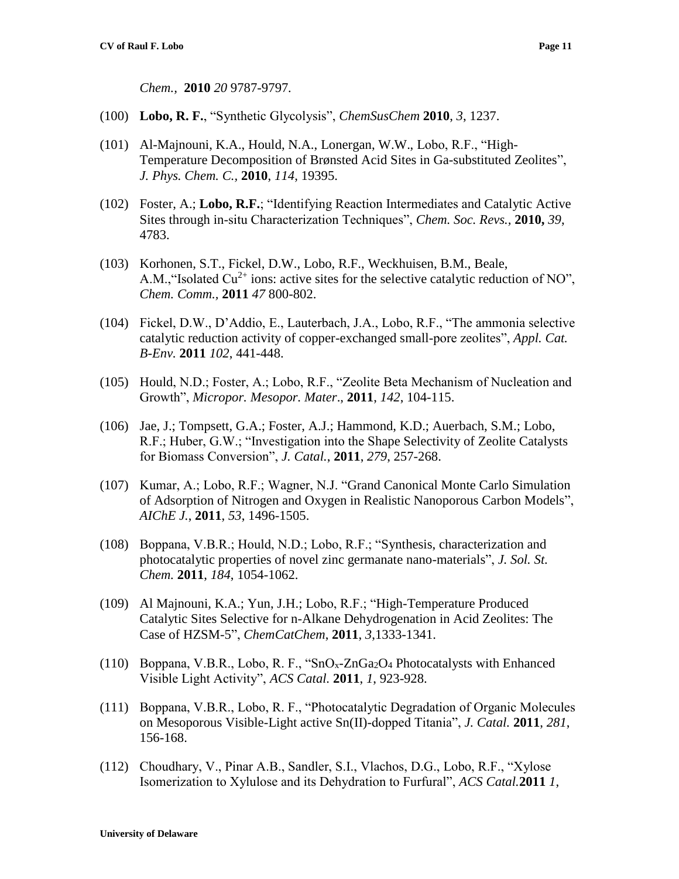*Chem.*, **2010** *20* 9787-9797.

(100) **Lobo, R. F.**, "Synthetic Glycolysis", *ChemSusChem* **2010**, *3*, 1237.

(101) Al-Majnouni, K.A., Hould, N.A., Lonergan, W.W., Lobo, R.F., "High-Temperature Decomposition of Brønsted Acid Sites in Ga-substituted Zeolites", *J. Phys. Chem. C.*, **2010**, *114*, 19395.

(102) Foster, A.; **Lobo, R.F.**; "Identifying Reaction Intermediates and Catalytic Active Sites through in-situ Characterization Techniques", *Chem. Soc. Revs.*, **2010,** *39*, 4783.

(103) Korhonen, S.T., Fickel, D.W., Lobo, R.F., Weckhuisen, B.M., Beale, A.M.,"Isolated $Cu^{2+}$ ions: active sites for the selective catalytic reduction of NO", *Chem. Comm.*, **2011** *47* 800-802.

(104) Fickel, D.W., D'Addio, E., Lauterbach, J.A., Lobo, R.F., "The ammonia selective catalytic reduction activity of copper-exchanged small-pore zeolites", *Appl. Cat. B-Env.* **2011** *102*, 441-448.

(105) Hould, N.D.; Foster, A.; Lobo, R.F., "Zeolite Beta Mechanism of Nucleation and Growth", *Micropor. Mesopor. Mater*., **2011**, *142*, 104-115.

(106) Jae, J.; Tompsett, G.A.; Foster, A.J.; Hammond, K.D.; Auerbach, S.M.; Lobo, R.F.; Huber, G.W.; "Investigation into the Shape Selectivity of Zeolite Catalysts for Biomass Conversion", *J. Catal.*, **2011**, *279*, 257-268.

(107) Kumar, A.; Lobo, R.F.; Wagner, N.J. "Grand Canonical Monte Carlo Simulation of Adsorption of Nitrogen and Oxygen in Realistic Nanoporous Carbon Models", *AIChE J.*, **2011**, *53*, 1496-1505.

(108) Boppana, V.B.R.; Hould, N.D.; Lobo, R.F.; "Synthesis, characterization and photocatalytic properties of novel zinc germanate nano-materials", *J. Sol. St. Chem.* **2011**, *184*, 1054-1062.

(109) Al Majnouni, K.A.; Yun, J.H.; Lobo, R.F.; "High-Temperature Produced Catalytic Sites Selective for n-Alkane Dehydrogenation in Acid Zeolites: The Case of HZSM-5", *ChemCatChem*, **2011**, *3*,1333-1341.

(110) Boppana, V.B.R., Lobo, R. F., "$SnO_x$-$ZnGa_2O_4$ Photocatalysts with Enhanced Visible Light Activity", *ACS Catal.* **2011**, *1*, 923-928.

(111) Boppana, V.B.R., Lobo, R. F., "Photocatalytic Degradation of Organic Molecules on Mesoporous Visible-Light active Sn(II)-dopped Titania", *J. Catal.* **2011**, *281*, 156-168.

(112) Choudhary, V., Pinar A.B., Sandler, S.I., Vlachos, D.G., Lobo, R.F., "Xylose Isomerization to Xylulose and its Dehydration to Furfural", *ACS Catal.***2011** *1*,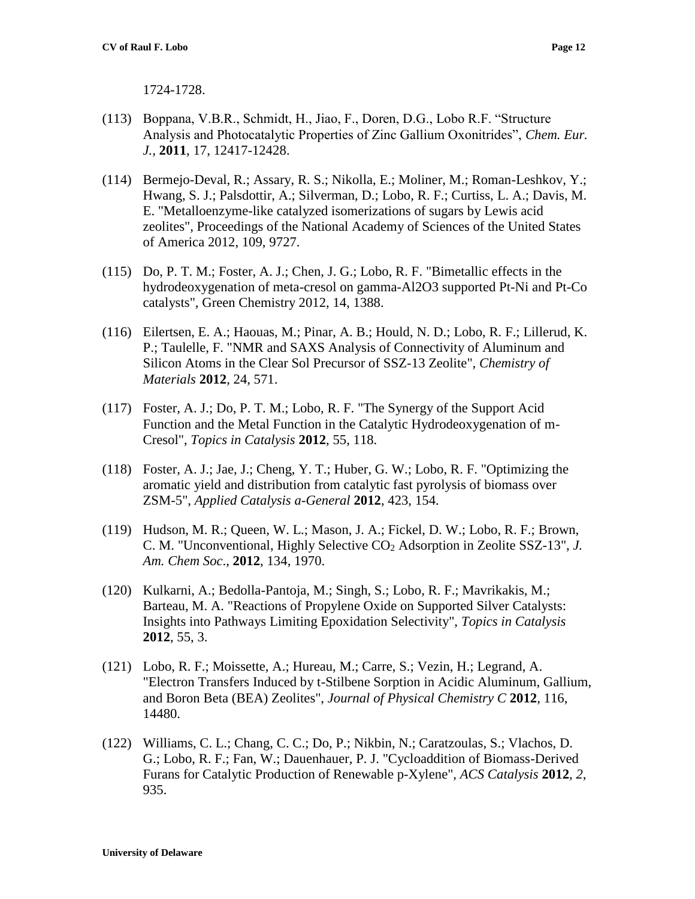1724-1728.

(113) Boppana, V.B.R., Schmidt, H., Jiao, F., Doren, D.G., Lobo R.F. "Structure Analysis and Photocatalytic Properties of Zinc Gallium Oxonitrides", *Chem. Eur. J.*, **2011**, 17, 12417-12428.

(114) Bermejo-Deval, R.; Assary, R. S.; Nikolla, E.; Moliner, M.; Roman-Leshkov, Y.; Hwang, S. J.; Palsdottir, A.; Silverman, D.; Lobo, R. F.; Curtiss, L. A.; Davis, M. E. "Metalloenzyme-like catalyzed isomerizations of sugars by Lewis acid zeolites", Proceedings of the National Academy of Sciences of the United States of America 2012, 109, 9727.

(115) Do, P. T. M.; Foster, A. J.; Chen, J. G.; Lobo, R. F. "Bimetallic effects in the hydrodeoxygenation of meta-cresol on gamma-Al2O3 supported Pt-Ni and Pt-Co catalysts", Green Chemistry 2012, 14, 1388.

(116) Eilertsen, E. A.; Haouas, M.; Pinar, A. B.; Hould, N. D.; Lobo, R. F.; Lillerud, K. P.; Taulelle, F. "NMR and SAXS Analysis of Connectivity of Aluminum and Silicon Atoms in the Clear Sol Precursor of SSZ-13 Zeolite", *Chemistry of Materials* **2012**, 24, 571.

(117) Foster, A. J.; Do, P. T. M.; Lobo, R. F. "The Synergy of the Support Acid Function and the Metal Function in the Catalytic Hydrodeoxygenation of m-Cresol", *Topics in Catalysis* **2012**, 55, 118.

(118) Foster, A. J.; Jae, J.; Cheng, Y. T.; Huber, G. W.; Lobo, R. F. "Optimizing the aromatic yield and distribution from catalytic fast pyrolysis of biomass over ZSM-5", *Applied Catalysis a-General* **2012**, 423, 154.

(119) Hudson, M. R.; Queen, W. L.; Mason, J. A.; Fickel, D. W.; Lobo, R. F.; Brown, C. M. "Unconventional, Highly Selective $CO_2$ Adsorption in Zeolite SSZ-13", *J. Am. Chem Soc*., **2012**, 134, 1970.

(120) Kulkarni, A.; Bedolla-Pantoja, M.; Singh, S.; Lobo, R. F.; Mavrikakis, M.; Barteau, M. A. "Reactions of Propylene Oxide on Supported Silver Catalysts: Insights into Pathways Limiting Epoxidation Selectivity", *Topics in Catalysis* **2012**, 55, 3.

(121) Lobo, R. F.; Moissette, A.; Hureau, M.; Carre, S.; Vezin, H.; Legrand, A. "Electron Transfers Induced by t-Stilbene Sorption in Acidic Aluminum, Gallium, and Boron Beta (BEA) Zeolites", *Journal of Physical Chemistry C* **2012**, 116, 14480.

(122) Williams, C. L.; Chang, C. C.; Do, P.; Nikbin, N.; Caratzoulas, S.; Vlachos, D. G.; Lobo, R. F.; Fan, W.; Dauenhauer, P. J. "Cycloaddition of Biomass-Derived Furans for Catalytic Production of Renewable p-Xylene", *ACS Catalysis* **2012**, *2*, 935.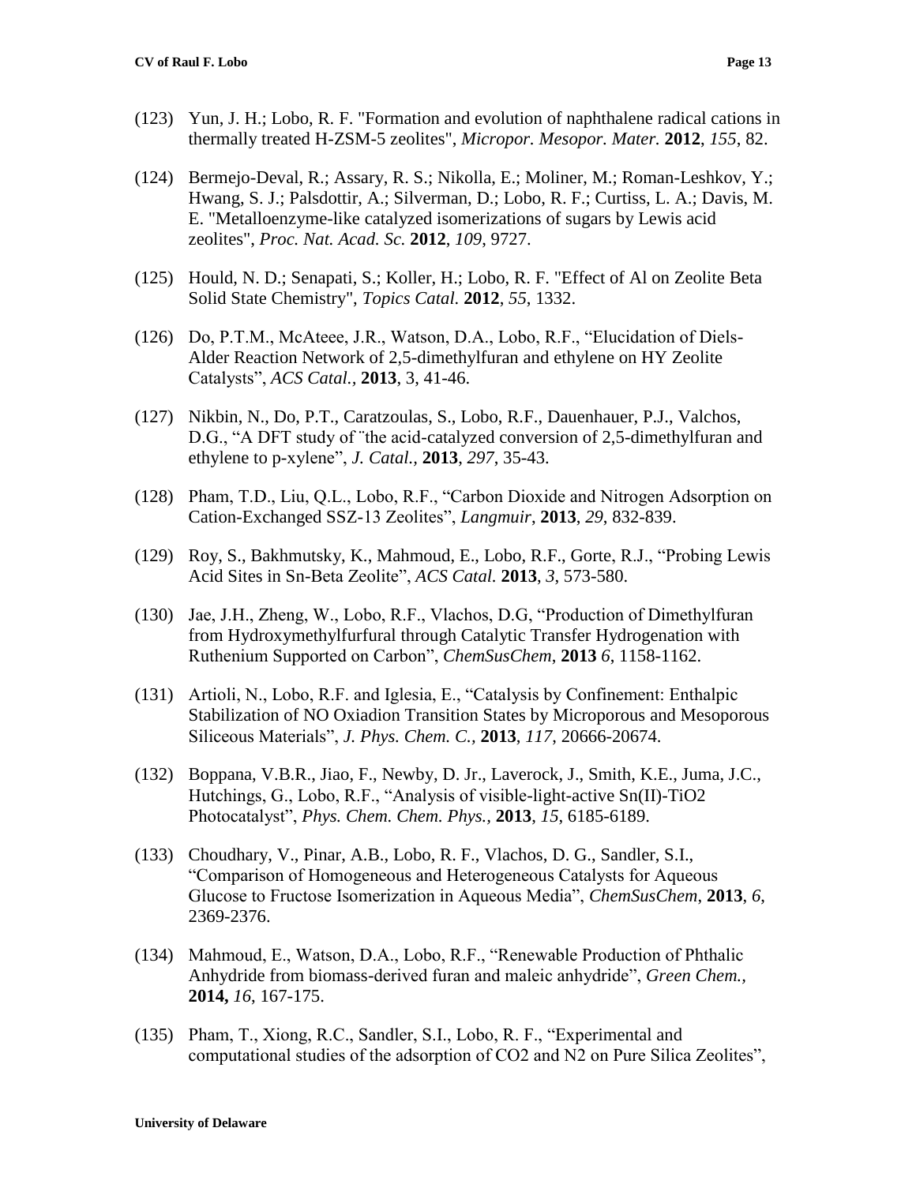(123) Yun, J. H.; Lobo, R. F. "Formation and evolution of naphthalene radical cations in thermally treated H-ZSM-5 zeolites", *Micropor. Mesopor. Mater.* **2012**, *155*, 82.

(124) Bermejo-Deval, R.; Assary, R. S.; Nikolla, E.; Moliner, M.; Roman-Leshkov, Y.; Hwang, S. J.; Palsdottir, A.; Silverman, D.; Lobo, R. F.; Curtiss, L. A.; Davis, M. E. "Metalloenzyme-like catalyzed isomerizations of sugars by Lewis acid zeolites", *Proc. Nat. Acad. Sc.* **2012**, *109*, 9727.

(125) Hould, N. D.; Senapati, S.; Koller, H.; Lobo, R. F. "Effect of Al on Zeolite Beta Solid State Chemistry", *Topics Catal.* **2012**, *55*, 1332.

(126) Do, P.T.M., McAteee, J.R., Watson, D.A., Lobo, R.F., "Elucidation of Diels-Alder Reaction Network of 2,5-dimethylfuran and ethylene on HY Zeolite Catalysts", *ACS Catal.,* **2013**, 3, 41-46.

(127) Nikbin, N., Do, P.T., Caratzoulas, S., Lobo, R.F., Dauenhauer, P.J., Valchos, D.G., "A DFT study of ¨the acid-catalyzed conversion of 2,5-dimethylfuran and ethylene to p-xylene", *J. Catal.,* **2013**, *297*, 35-43.

(128) Pham, T.D., Liu, Q.L., Lobo, R.F., "Carbon Dioxide and Nitrogen Adsorption on Cation-Exchanged SSZ-13 Zeolites", *Langmuir*, **2013**, *29*, 832-839.

(129) Roy, S., Bakhmutsky, K., Mahmoud, E., Lobo, R.F., Gorte, R.J., "Probing Lewis Acid Sites in Sn-Beta Zeolite", *ACS Catal.* **2013**, *3*, 573-580.

(130) Jae, J.H., Zheng, W., Lobo, R.F., Vlachos, D.G, "Production of Dimethylfuran from Hydroxymethylfurfural through Catalytic Transfer Hydrogenation with Ruthenium Supported on Carbon", *ChemSusChem*, **2013** *6*, 1158-1162.

(131) Artioli, N., Lobo, R.F. and Iglesia, E., "Catalysis by Confinement: Enthalpic Stabilization of NO Oxiadion Transition States by Microporous and Mesoporous Siliceous Materials", *J. Phys. Chem. C.,* **2013**, *117*, 20666-20674.

(132) Boppana, V.B.R., Jiao, F., Newby, D. Jr., Laverock, J., Smith, K.E., Juma, J.C., Hutchings, G., Lobo, R.F., "Analysis of visible-light-active Sn(II)-TiO2 Photocatalyst", *Phys. Chem. Chem. Phys.,* **2013**, *15*, 6185-6189.

(133) Choudhary, V., Pinar, A.B., Lobo, R. F., Vlachos, D. G., Sandler, S.I., "Comparison of Homogeneous and Heterogeneous Catalysts for Aqueous Glucose to Fructose Isomerization in Aqueous Media", *ChemSusChem*, **2013**, *6*, 2369-2376.

(134) Mahmoud, E., Watson, D.A., Lobo, R.F., "Renewable Production of Phthalic Anhydride from biomass-derived furan and maleic anhydride", *Green Chem.,* **2014,** *16*, 167-175.

(135) Pham, T., Xiong, R.C., Sandler, S.I., Lobo, R. F., "Experimental and computational studies of the adsorption of CO2 and N2 on Pure Silica Zeolites",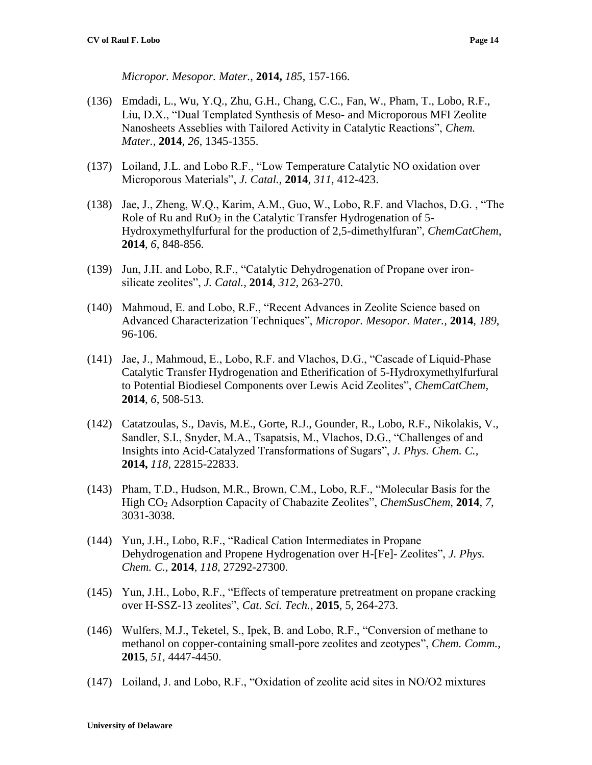*Micropor. Mesopor. Mater.,* **2014,** *185*, 157-166.

(136) Emdadi, L., Wu, Y.Q., Zhu, G.H., Chang, C.C., Fan, W., Pham, T., Lobo, R.F., Liu, D.X., "Dual Templated Synthesis of Meso- and Microporous MFI Zeolite Nanosheets Asseblies with Tailored Activity in Catalytic Reactions", *Chem. Mater.,* **2014**, *26*, 1345-1355.

(137) Loiland, J.L. and Lobo R.F., "Low Temperature Catalytic NO oxidation over Microporous Materials", *J. Catal.,* **2014**, *311*, 412-423.

(138) Jae, J., Zheng, W.Q., Karim, A.M., Guo, W., Lobo, R.F. and Vlachos, D.G. , "The Role of Ru and $RuO_2$ in the Catalytic Transfer Hydrogenation of 5-Hydroxymethylfurfural for the production of 2,5-dimethylfuran", *ChemCatChem*, **2014**, *6*, 848-856.

(139) Jun, J.H. and Lobo, R.F., "Catalytic Dehydrogenation of Propane over iron-silicate zeolites", *J. Catal.,* **2014**, *312*, 263-270.

(140) Mahmoud, E. and Lobo, R.F., "Recent Advances in Zeolite Science based on Advanced Characterization Techniques", *Micropor. Mesopor. Mater.,* **2014**, *189*, 96-106.

(141) Jae, J., Mahmoud, E., Lobo, R.F. and Vlachos, D.G., "Cascade of Liquid-Phase Catalytic Transfer Hydrogenation and Etherification of 5-Hydroxymethylfurfural to Potential Biodiesel Components over Lewis Acid Zeolites", *ChemCatChem*, **2014**, *6*, 508-513.

(142) Catatzoulas, S., Davis, M.E., Gorte, R.J., Gounder, R., Lobo, R.F., Nikolakis, V., Sandler, S.I., Snyder, M.A., Tsapatsis, M., Vlachos, D.G., "Challenges of and Insights into Acid-Catalyzed Transformations of Sugars", *J. Phys. Chem. C.,* **2014,** *118*, 22815-22833.

(143) Pham, T.D., Hudson, M.R., Brown, C.M., Lobo, R.F., "Molecular Basis for the High $CO_2$ Adsorption Capacity of Chabazite Zeolites", *ChemSusChem*, **2014**, *7*, 3031-3038.

(144) Yun, J.H., Lobo, R.F., "Radical Cation Intermediates in Propane Dehydrogenation and Propene Hydrogenation over H-[Fe]- Zeolites", *J. Phys. Chem. C.,* **2014**, *118*, 27292-27300.

(145) Yun, J.H., Lobo, R.F., "Effects of temperature pretreatment on propane cracking over H-SSZ-13 zeolites", *Cat. Sci. Tech.*, **2015**, 5, 264-273.

(146) Wulfers, M.J., Teketel, S., Ipek, B. and Lobo, R.F., "Conversion of methane to methanol on copper-containing small-pore zeolites and zeotypes", *Chem. Comm.,* **2015**, *51*, 4447-4450.

(147) Loiland, J. and Lobo, R.F., "Oxidation of zeolite acid sites in NO/O2 mixtures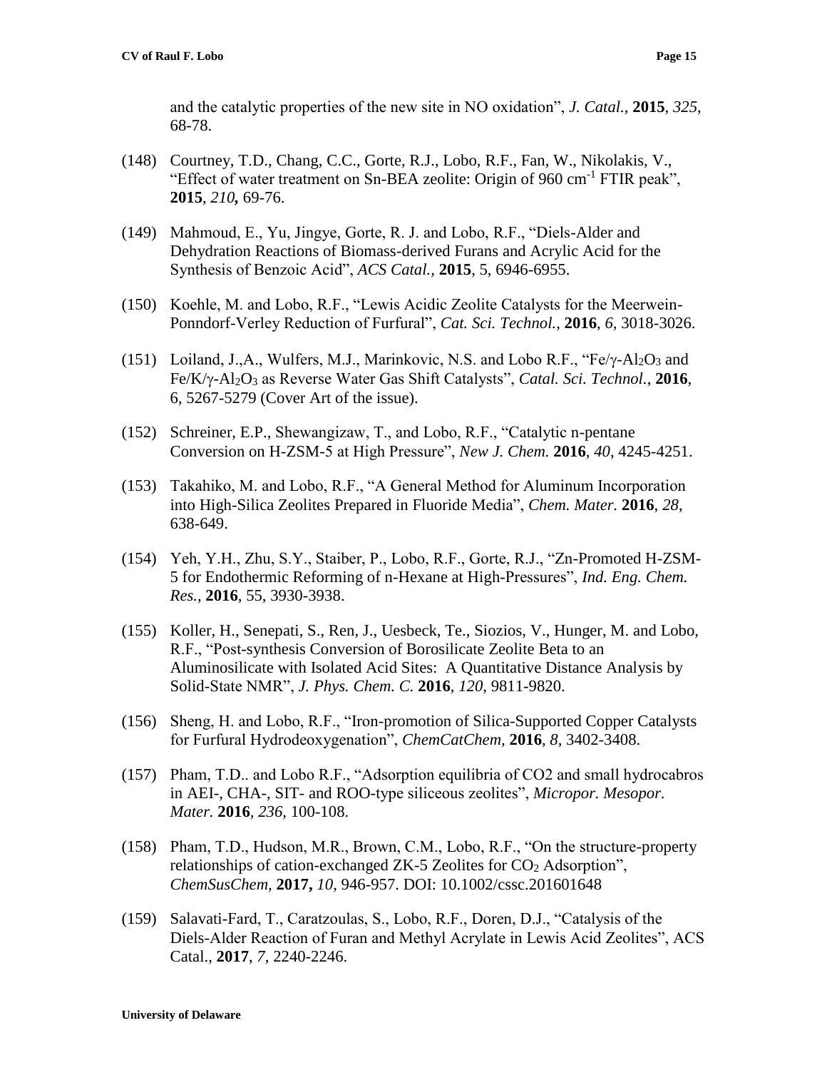and the catalytic properties of the new site in NO oxidation", *J. Catal.,* **2015**, *325*, 68-78.

(148) Courtney, T.D., Chang, C.C., Gorte, R.J., Lobo, R.F., Fan, W., Nikolakis, V., "Effect of water treatment on Sn-BEA zeolite: Origin of 960 $cm^{-1}$ FTIR peak", **2015**, *210*, 69-76.

(149) Mahmoud, E., Yu, Jingye, Gorte, R. J. and Lobo, R.F., "Diels-Alder and Dehydration Reactions of Biomass-derived Furans and Acrylic Acid for the Synthesis of Benzoic Acid", *ACS Catal.,* **2015**, 5, 6946-6955.

(150) Koehle, M. and Lobo, R.F., "Lewis Acidic Zeolite Catalysts for the Meerwein-Ponndorf-Verley Reduction of Furfural", *Cat. Sci. Technol.,* **2016**, *6*, 3018-3026.

(151) Loiland, J.,A., Wulfers, M.J., Marinkovic, N.S. and Lobo R.F., "Fe/$\gamma$-$Al_2O_3$ and Fe/K/$\gamma$-$Al_2O_3$ as Reverse Water Gas Shift Catalysts", *Catal. Sci. Technol.,* **2016**, 6, 5267-5279 (Cover Art of the issue).

(152) Schreiner, E.P., Shewangizaw, T., and Lobo, R.F., "Catalytic n-pentane Conversion on H-ZSM-5 at High Pressure", *New J. Chem.* **2016**, *40*, 4245-4251.

(153) Takahiko, M. and Lobo, R.F., "A General Method for Aluminum Incorporation into High-Silica Zeolites Prepared in Fluoride Media", *Chem. Mater.* **2016**, *28*, 638-649.

(154) Yeh, Y.H., Zhu, S.Y., Staiber, P., Lobo, R.F., Gorte, R.J., "Zn-Promoted H-ZSM-5 for Endothermic Reforming of n-Hexane at High-Pressures", *Ind. Eng. Chem. Res.,* **2016**, 55, 3930-3938.

(155) Koller, H., Senepati, S., Ren, J., Uesbeck, Te., Siozios, V., Hunger, M. and Lobo, R.F., "Post-synthesis Conversion of Borosilicate Zeolite Beta to an Aluminosilicate with Isolated Acid Sites: A Quantitative Distance Analysis by Solid-State NMR", *J. Phys. Chem. C.* **2016**, *120*, 9811-9820.

(156) Sheng, H. and Lobo, R.F., "Iron-promotion of Silica-Supported Copper Catalysts for Furfural Hydrodeoxygenation", *ChemCatChem,* **2016**, *8*, 3402-3408.

(157) Pham, T.D.. and Lobo R.F., "Adsorption equilibria of CO2 and small hydrocabros in AEI-, CHA-, SIT- and ROO-type siliceous zeolites", *Micropor. Mesopor. Mater.* **2016**, *236*, 100-108.

(158) Pham, T.D., Hudson, M.R., Brown, C.M., Lobo, R.F., "On the structure-property relationships of cation-exchanged ZK-5 Zeolites for $CO_2$ Adsorption", *ChemSusChem,* **2017,** *10*, 946-957. DOI: 10.1002/cssc.201601648

(159) Salavati-Fard, T., Caratzoulas, S., Lobo, R.F., Doren, D.J., "Catalysis of the Diels-Alder Reaction of Furan and Methyl Acrylate in Lewis Acid Zeolites", ACS Catal., **2017**, *7*, 2240-2246.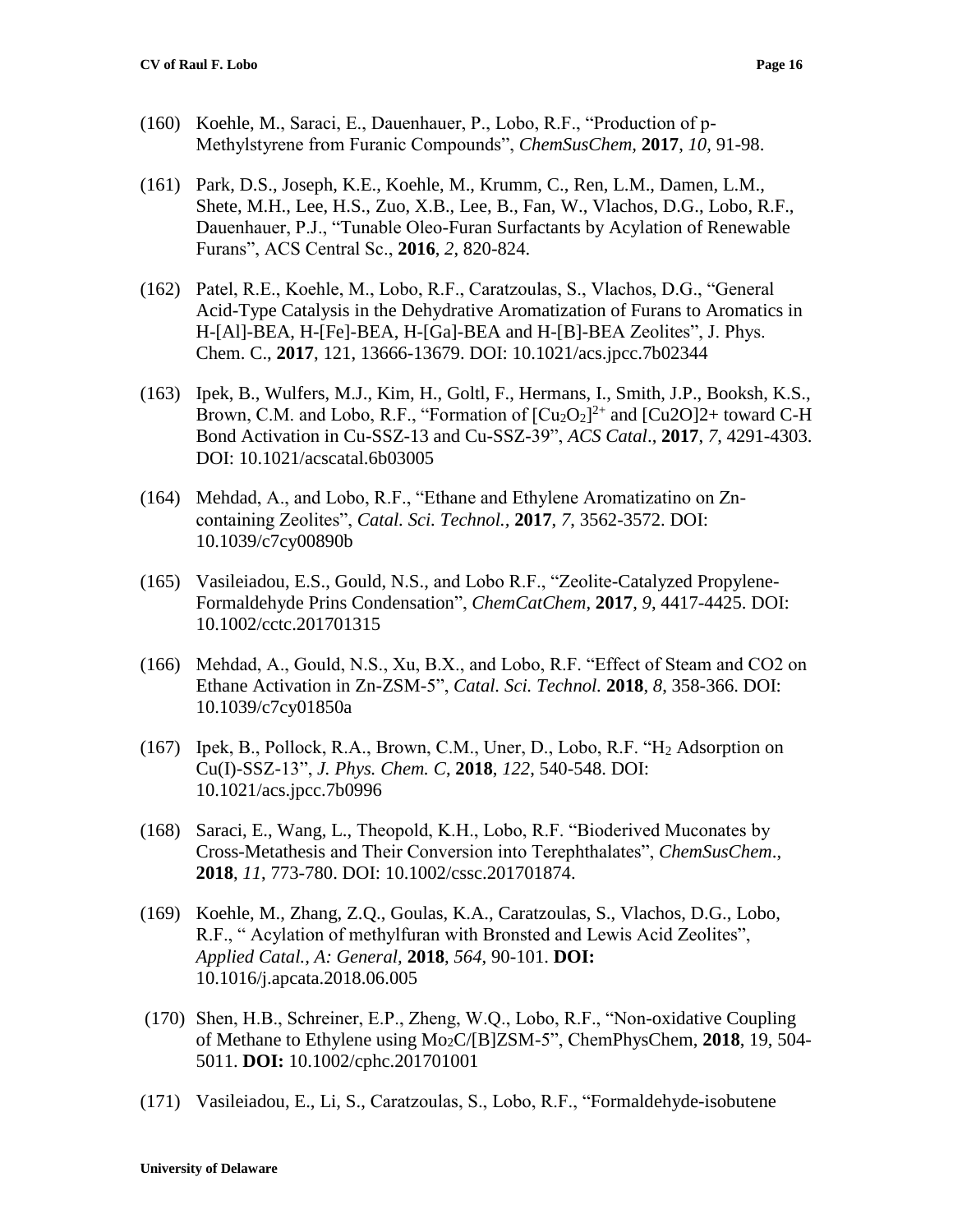(160) Koehle, M., Saraci, E., Dauenhauer, P., Lobo, R.F., "Production of p-Methylstyrene from Furanic Compounds", *ChemSusChem,* **2017**, *10*, 91-98.

(161) Park, D.S., Joseph, K.E., Koehle, M., Krumm, C., Ren, L.M., Damen, L.M., Shete, M.H., Lee, H.S., Zuo, X.B., Lee, B., Fan, W., Vlachos, D.G., Lobo, R.F., Dauenhauer, P.J., "Tunable Oleo-Furan Surfactants by Acylation of Renewable Furans", ACS Central Sc., **2016**, *2*, 820-824.

(162) Patel, R.E., Koehle, M., Lobo, R.F., Caratzoulas, S., Vlachos, D.G., "General Acid-Type Catalysis in the Dehydrative Aromatization of Furans to Aromatics in H-[Al]-BEA, H-[Fe]-BEA, H-[Ga]-BEA and H-[B]-BEA Zeolites", J. Phys. Chem. C., **2017**, 121, 13666-13679. DOI: 10.1021/acs.jpcc.7b02344

(163) Ipek, B., Wulfers, M.J., Kim, H., Goltl, F., Hermans, I., Smith, J.P., Booksh, K.S., Brown, C.M. and Lobo, R.F., "Formation of $[Cu_2O_2]^{2+}$ and [Cu2O]2+ toward C-H Bond Activation in Cu-SSZ-13 and Cu-SSZ-39", *ACS Catal*., **2017**, *7*, 4291-4303. DOI: 10.1021/acscatal.6b03005

(164) Mehdad, A., and Lobo, R.F., "Ethane and Ethylene Aromatizatino on Zn-containing Zeolites", *Catal. Sci. Technol.,* **2017**, *7*, 3562-3572. DOI: 10.1039/c7cy00890b

(165) Vasileiadou, E.S., Gould, N.S., and Lobo R.F., "Zeolite-Catalyzed Propylene-Formaldehyde Prins Condensation", *ChemCatChem*, **2017**, *9*, 4417-4425. DOI: 10.1002/cctc.201701315

(166) Mehdad, A., Gould, N.S., Xu, B.X., and Lobo, R.F. "Effect of Steam and CO2 on Ethane Activation in Zn-ZSM-5", *Catal. Sci. Technol.* **2018**, *8*, 358-366. DOI: 10.1039/c7cy01850a

(167) Ipek, B., Pollock, R.A., Brown, C.M., Uner, D., Lobo, R.F. "$H_2$ Adsorption on Cu(I)-SSZ-13", *J. Phys. Chem. C*, **2018**, *122*, 540-548. DOI: 10.1021/acs.jpcc.7b0996

(168) Saraci, E., Wang, L., Theopold, K.H., Lobo, R.F. "Bioderived Muconates by Cross-Metathesis and Their Conversion into Terephthalates", *ChemSusChem*., **2018**, *11*, 773-780. DOI: 10.1002/cssc.201701874.

(169) Koehle, M., Zhang, Z.Q., Goulas, K.A., Caratzoulas, S., Vlachos, D.G., Lobo, R.F., " Acylation of methylfuran with Bronsted and Lewis Acid Zeolites", *Applied Catal., A: General,* **2018**, *564*, 90-101. **DOI:** 10.1016/j.apcata.2018.06.005

(170) Shen, H.B., Schreiner, E.P., Zheng, W.Q., Lobo, R.F., "Non-oxidative Coupling of Methane to Ethylene using $Mo_2C$/[B]ZSM-5", ChemPhysChem, **2018**, 19, 504-5011. **DOI:** 10.1002/cphc.201701001

(171) Vasileiadou, E., Li, S., Caratzoulas, S., Lobo, R.F., "Formaldehyde-isobutene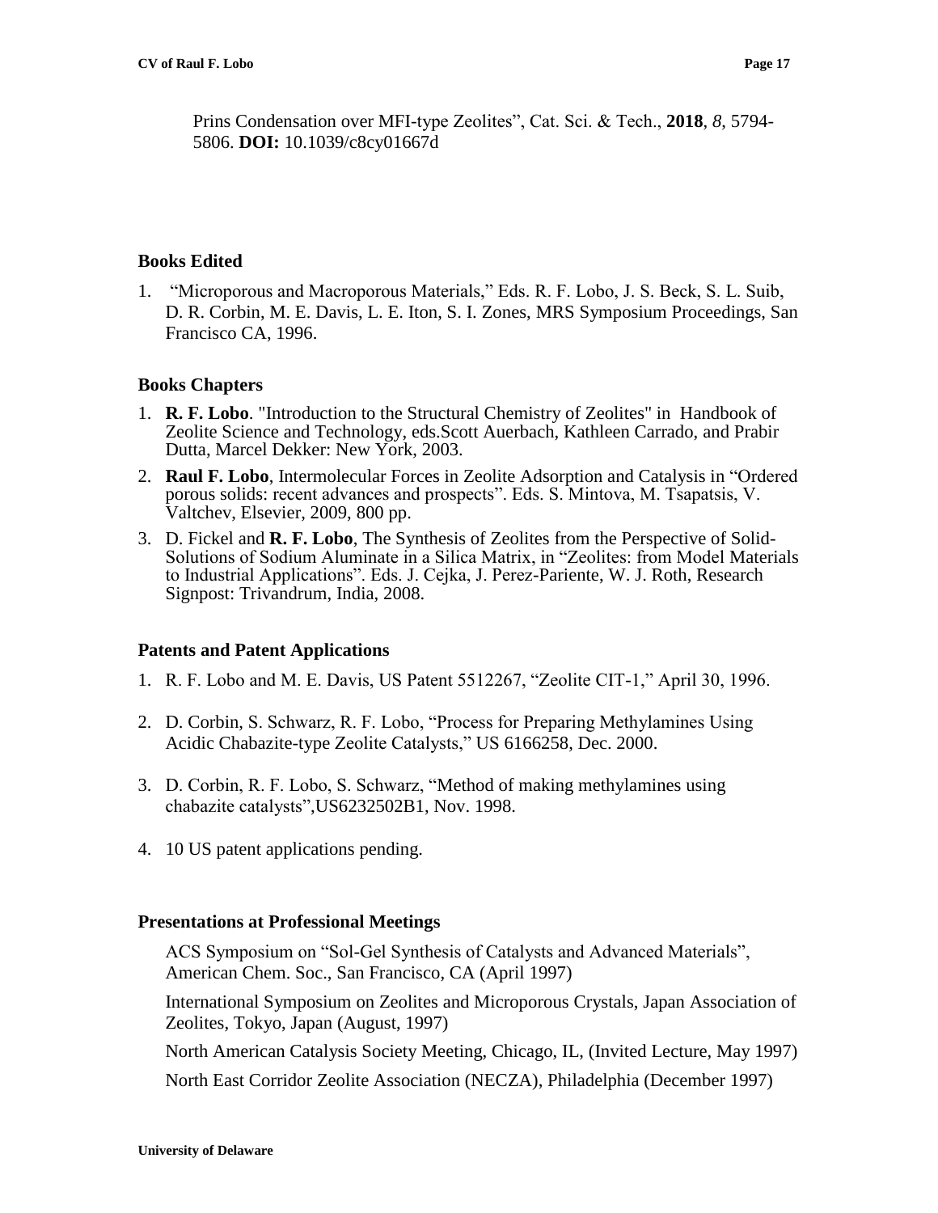Prins Condensation over MFI-type Zeolites", Cat. Sci. & Tech., **2018**, *8*, 5794-5806. **DOI:** 10.1039/c8cy01667d

### Books Edited

1. "Microporous and Macroporous Materials," Eds. R. F. Lobo, J. S. Beck, S. L. Suib, D. R. Corbin, M. E. Davis, L. E. Iton, S. I. Zones, MRS Symposium Proceedings, San Francisco CA, 1996.

### Books Chapters

1. **R. F. Lobo**. "Introduction to the Structural Chemistry of Zeolites" in Handbook of Zeolite Science and Technology, eds.Scott Auerbach, Kathleen Carrado, and Prabir Dutta, Marcel Dekker: New York, 2003.
2. **Raul F. Lobo**, Intermolecular Forces in Zeolite Adsorption and Catalysis in "Ordered porous solids: recent advances and prospects". Eds. S. Mintova, M. Tsapatsis, V. Valtchev, Elsevier, 2009, 800 pp.
3. D. Fickel and **R. F. Lobo**, The Synthesis of Zeolites from the Perspective of Solid-Solutions of Sodium Aluminate in a Silica Matrix, in "Zeolites: from Model Materials to Industrial Applications". Eds. J. Cejka, J. Perez-Pariente, W. J. Roth, Research Signpost: Trivandrum, India, 2008.

### Patents and Patent Applications

1. R. F. Lobo and M. E. Davis, US Patent 5512267, "Zeolite CIT-1," April 30, 1996.
2. D. Corbin, S. Schwarz, R. F. Lobo, "Process for Preparing Methylamines Using Acidic Chabazite-type Zeolite Catalysts," US 6166258, Dec. 2000.
3. D. Corbin, R. F. Lobo, S. Schwarz, "Method of making methylamines using chabazite catalysts",US6232502B1, Nov. 1998.
4. 10 US patent applications pending.

### Presentations at Professional Meetings

ACS Symposium on "Sol-Gel Synthesis of Catalysts and Advanced Materials", American Chem. Soc., San Francisco, CA (April 1997)

International Symposium on Zeolites and Microporous Crystals, Japan Association of Zeolites, Tokyo, Japan (August, 1997)

North American Catalysis Society Meeting, Chicago, IL, (Invited Lecture, May 1997)

North East Corridor Zeolite Association (NECZA), Philadelphia (December 1997)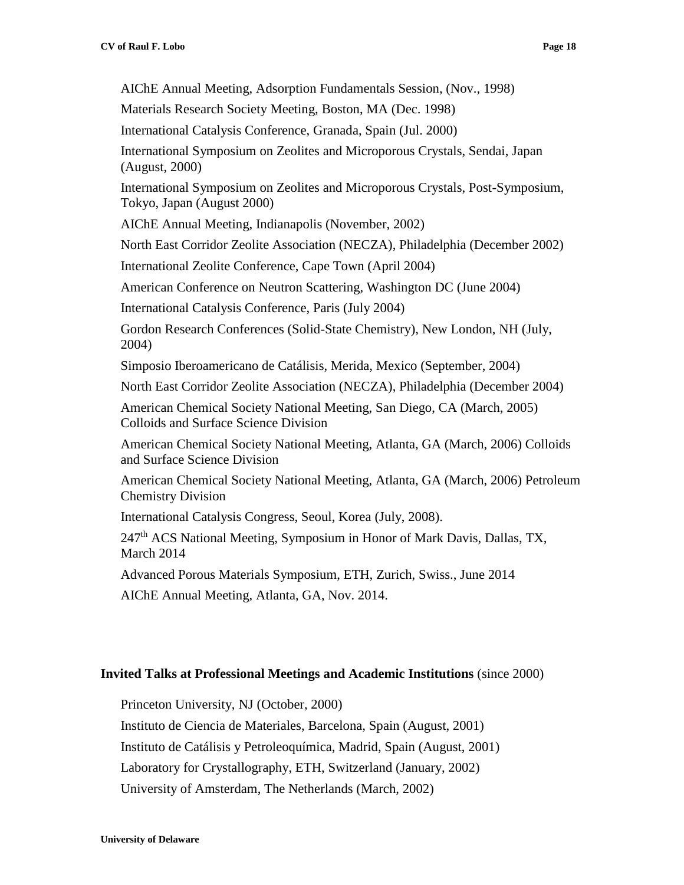AIChE Annual Meeting, Adsorption Fundamentals Session, (Nov., 1998)

Materials Research Society Meeting, Boston, MA (Dec. 1998)

International Catalysis Conference, Granada, Spain (Jul. 2000)

International Symposium on Zeolites and Microporous Crystals, Sendai, Japan (August, 2000)

International Symposium on Zeolites and Microporous Crystals, Post-Symposium, Tokyo, Japan (August 2000)

AIChE Annual Meeting, Indianapolis (November, 2002)

North East Corridor Zeolite Association (NECZA), Philadelphia (December 2002)

International Zeolite Conference, Cape Town (April 2004)

American Conference on Neutron Scattering, Washington DC (June 2004)

International Catalysis Conference, Paris (July 2004)

Gordon Research Conferences (Solid-State Chemistry), New London, NH (July, 2004)

Simposio Iberoamericano de Catálisis, Merida, Mexico (September, 2004)

North East Corridor Zeolite Association (NECZA), Philadelphia (December 2004)

American Chemical Society National Meeting, San Diego, CA (March, 2005) Colloids and Surface Science Division

American Chemical Society National Meeting, Atlanta, GA (March, 2006) Colloids and Surface Science Division

American Chemical Society National Meeting, Atlanta, GA (March, 2006) Petroleum Chemistry Division

International Catalysis Congress, Seoul, Korea (July, 2008).

247th ACS National Meeting, Symposium in Honor of Mark Davis, Dallas, TX, March 2014

Advanced Porous Materials Symposium, ETH, Zurich, Swiss., June 2014

AIChE Annual Meeting, Atlanta, GA, Nov. 2014.

**Invited Talks at Professional Meetings and Academic Institutions** (since 2000)

Princeton University, NJ (October, 2000)

Instituto de Ciencia de Materiales, Barcelona, Spain (August, 2001)

Instituto de Catálisis y Petroleoquímica, Madrid, Spain (August, 2001)

Laboratory for Crystallography, ETH, Switzerland (January, 2002)

University of Amsterdam, The Netherlands (March, 2002)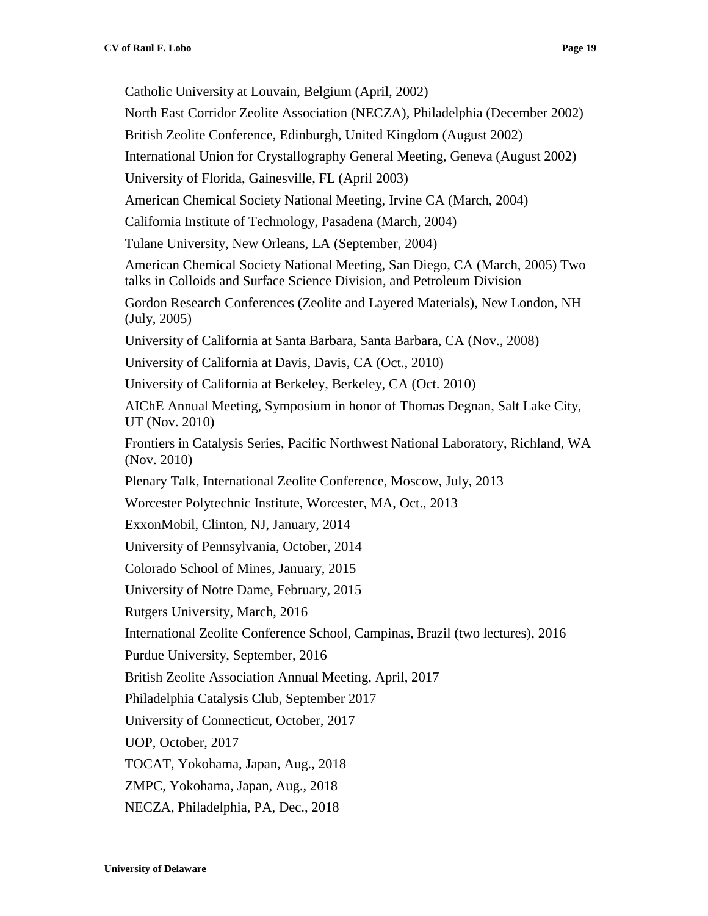Catholic University at Louvain, Belgium (April, 2002)

North East Corridor Zeolite Association (NECZA), Philadelphia (December 2002)

British Zeolite Conference, Edinburgh, United Kingdom (August 2002)

International Union for Crystallography General Meeting, Geneva (August 2002)

University of Florida, Gainesville, FL (April 2003)

American Chemical Society National Meeting, Irvine CA (March, 2004)

California Institute of Technology, Pasadena (March, 2004)

Tulane University, New Orleans, LA (September, 2004)

American Chemical Society National Meeting, San Diego, CA (March, 2005) Two talks in Colloids and Surface Science Division, and Petroleum Division

Gordon Research Conferences (Zeolite and Layered Materials), New London, NH (July, 2005)

University of California at Santa Barbara, Santa Barbara, CA (Nov., 2008)

University of California at Davis, Davis, CA (Oct., 2010)

University of California at Berkeley, Berkeley, CA (Oct. 2010)

AIChE Annual Meeting, Symposium in honor of Thomas Degnan, Salt Lake City, UT (Nov. 2010)

Frontiers in Catalysis Series, Pacific Northwest National Laboratory, Richland, WA (Nov. 2010)

Plenary Talk, International Zeolite Conference, Moscow, July, 2013

Worcester Polytechnic Institute, Worcester, MA, Oct., 2013

ExxonMobil, Clinton, NJ, January, 2014

University of Pennsylvania, October, 2014

Colorado School of Mines, January, 2015

University of Notre Dame, February, 2015

Rutgers University, March, 2016

International Zeolite Conference School, Campinas, Brazil (two lectures), 2016

Purdue University, September, 2016

British Zeolite Association Annual Meeting, April, 2017

Philadelphia Catalysis Club, September 2017

University of Connecticut, October, 2017

UOP, October, 2017

TOCAT, Yokohama, Japan, Aug., 2018

ZMPC, Yokohama, Japan, Aug., 2018

NECZA, Philadelphia, PA, Dec., 2018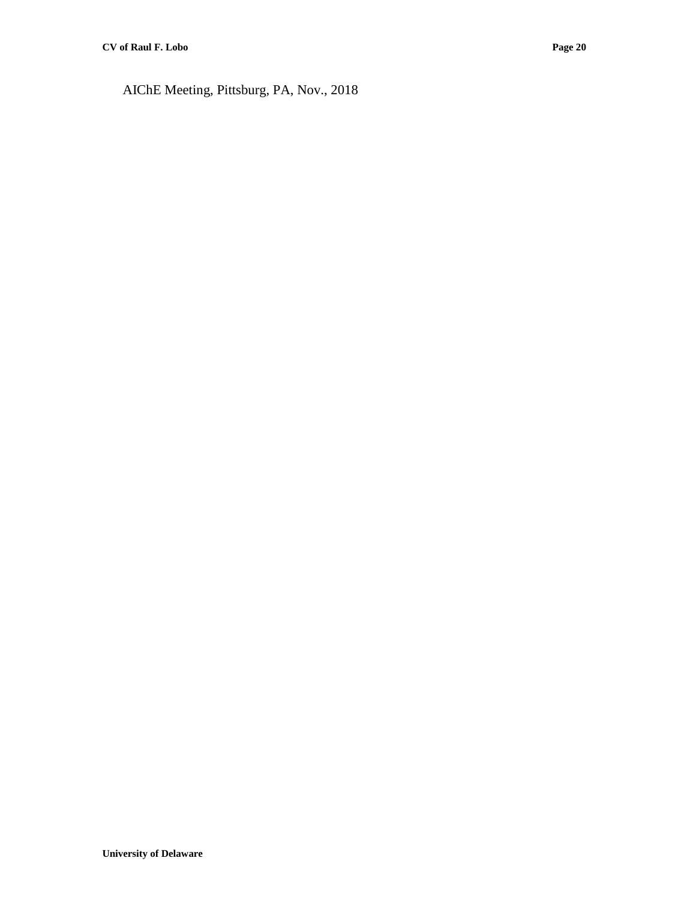AIChE Meeting, Pittsburg, PA, Nov., 2018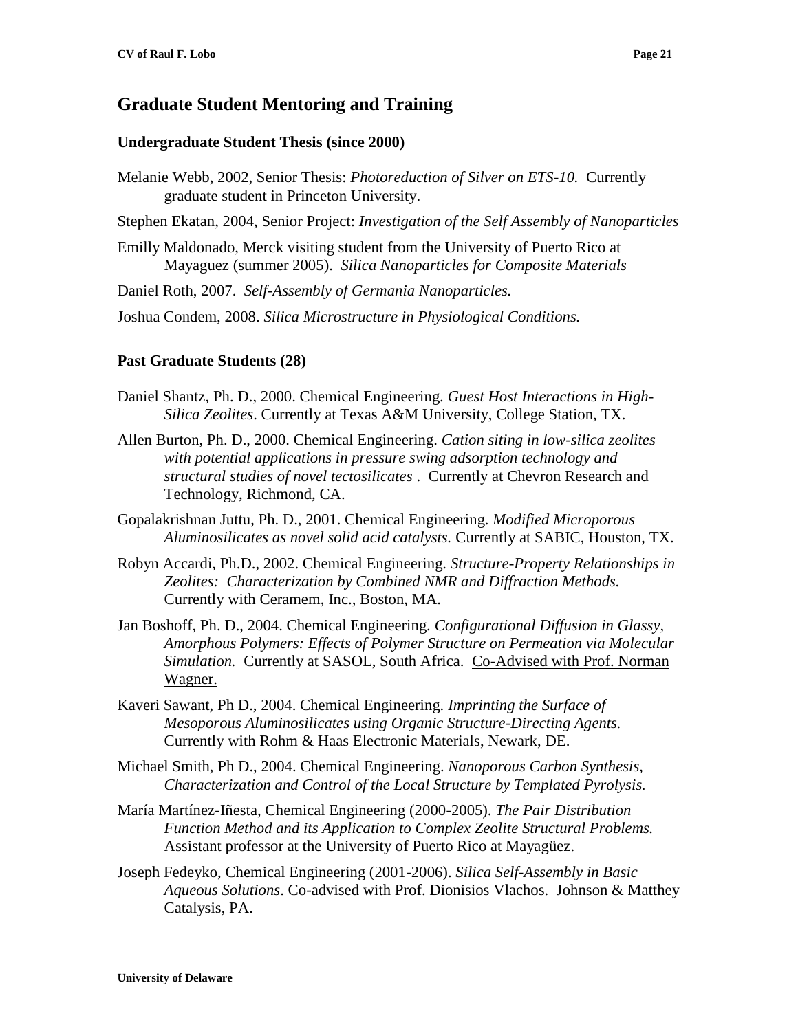## Graduate Student Mentoring and Training

### Undergraduate Student Thesis (since 2000)

Melanie Webb, 2002, Senior Thesis: *Photoreduction of Silver on ETS-10.* Currently graduate student in Princeton University.

Stephen Ekatan, 2004, Senior Project: *Investigation of the Self Assembly of Nanoparticles*

Emilly Maldonado, Merck visiting student from the University of Puerto Rico at Mayaguez (summer 2005). *Silica Nanoparticles for Composite Materials*

Daniel Roth, 2007. *Self-Assembly of Germania Nanoparticles.*

Joshua Condem, 2008. *Silica Microstructure in Physiological Conditions.*

### Past Graduate Students (28)

Daniel Shantz, Ph. D., 2000. Chemical Engineering. *Guest Host Interactions in High-Silica Zeolites*. Currently at Texas A&M University, College Station, TX.

Allen Burton, Ph. D., 2000. Chemical Engineering. *Cation siting in low-silica zeolites with potential applications in pressure swing adsorption technology and structural studies of novel tectosilicates* . Currently at Chevron Research and Technology, Richmond, CA.

Gopalakrishnan Juttu, Ph. D., 2001. Chemical Engineering. *Modified Microporous Aluminosilicates as novel solid acid catalysts.* Currently at SABIC, Houston, TX.

Robyn Accardi, Ph.D., 2002. Chemical Engineering. *Structure-Property Relationships in Zeolites: Characterization by Combined NMR and Diffraction Methods.* Currently with Ceramem, Inc., Boston, MA.

Jan Boshoff, Ph. D., 2004. Chemical Engineering. *Configurational Diffusion in Glassy, Amorphous Polymers: Effects of Polymer Structure on Permeation via Molecular Simulation.* Currently at SASOL, South Africa. Co-Advised with Prof. Norman Wagner.

Kaveri Sawant, Ph D., 2004. Chemical Engineering. *Imprinting the Surface of Mesoporous Aluminosilicates using Organic Structure-Directing Agents.* Currently with Rohm & Haas Electronic Materials, Newark, DE.

Michael Smith, Ph D., 2004. Chemical Engineering. *Nanoporous Carbon Synthesis, Characterization and Control of the Local Structure by Templated Pyrolysis.*

María Martínez-Iñesta, Chemical Engineering (2000-2005). *The Pair Distribution Function Method and its Application to Complex Zeolite Structural Problems.* Assistant professor at the University of Puerto Rico at Mayagüez.

Joseph Fedeyko, Chemical Engineering (2001-2006). *Silica Self-Assembly in Basic Aqueous Solutions*. Co-advised with Prof. Dionisios Vlachos. Johnson & Matthey Catalysis, PA.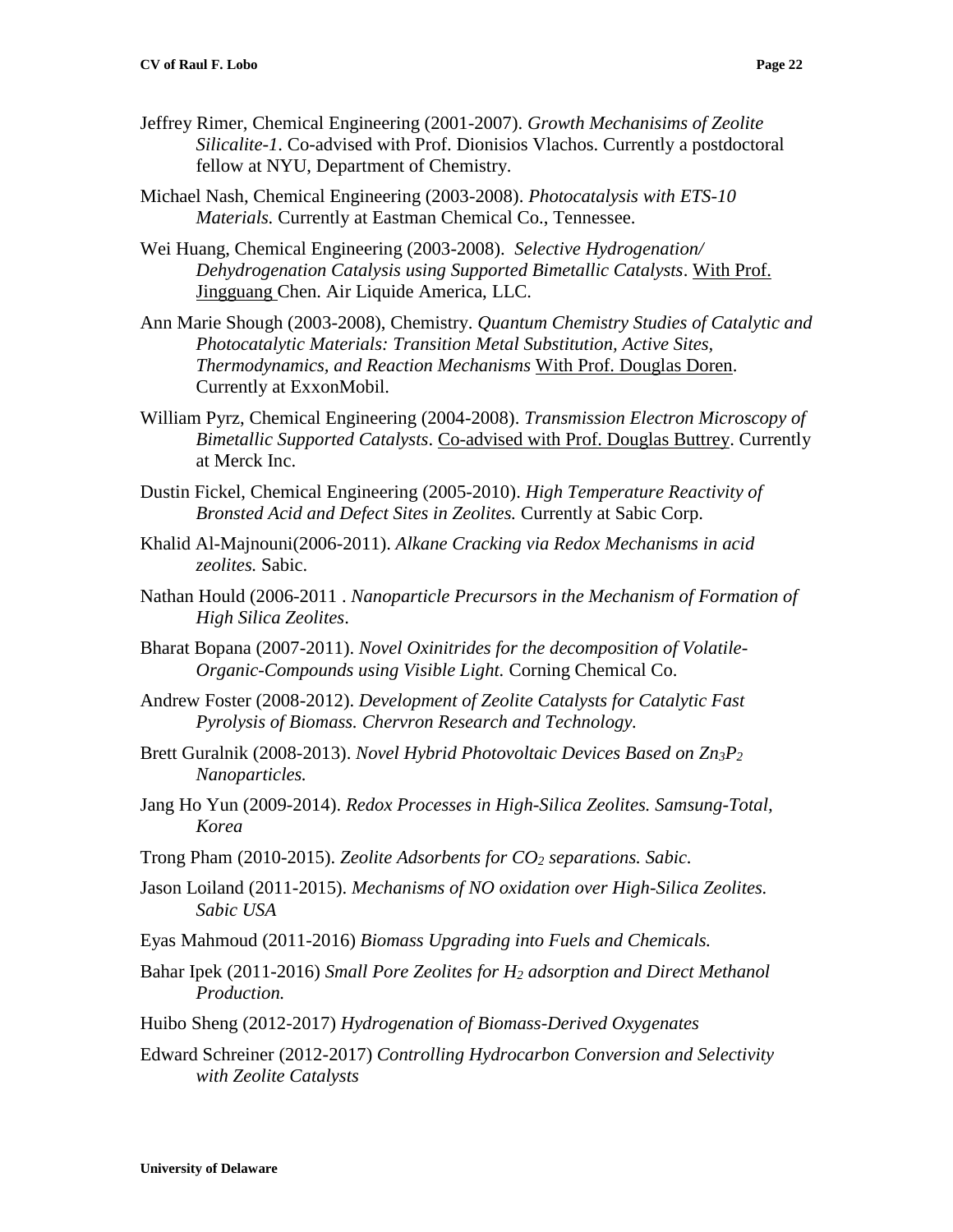Jeffrey Rimer, Chemical Engineering (2001-2007). *Growth Mechanisims of Zeolite Silicalite-1*. Co-advised with Prof. Dionisios Vlachos. Currently a postdoctoral fellow at NYU, Department of Chemistry.

Michael Nash, Chemical Engineering (2003-2008). *Photocatalysis with ETS-10 Materials.* Currently at Eastman Chemical Co., Tennessee.

Wei Huang, Chemical Engineering (2003-2008). *Selective Hydrogenation/ Dehydrogenation Catalysis using Supported Bimetallic Catalysts*. With Prof. Jingguang Chen. Air Liquide America, LLC.

Ann Marie Shough (2003-2008), Chemistry. *Quantum Chemistry Studies of Catalytic and Photocatalytic Materials: Transition Metal Substitution, Active Sites, Thermodynamics, and Reaction Mechanisms* With Prof. Douglas Doren. Currently at ExxonMobil.

William Pyrz, Chemical Engineering (2004-2008). *Transmission Electron Microscopy of Bimetallic Supported Catalysts*. Co-advised with Prof. Douglas Buttrey. Currently at Merck Inc.

Dustin Fickel, Chemical Engineering (2005-2010). *High Temperature Reactivity of Bronsted Acid and Defect Sites in Zeolites.* Currently at Sabic Corp.

Khalid Al-Majnouni(2006-2011). *Alkane Cracking via Redox Mechanisms in acid zeolites.* Sabic.

Nathan Hould (2006-2011 . *Nanoparticle Precursors in the Mechanism of Formation of High Silica Zeolites*.

Bharat Bopana (2007-2011). *Novel Oxinitrides for the decomposition of Volatile-Organic-Compounds using Visible Light.* Corning Chemical Co.

Andrew Foster (2008-2012). *Development of Zeolite Catalysts for Catalytic Fast Pyrolysis of Biomass. Chervron Research and Technology.*

Brett Guralnik (2008-2013). *Novel Hybrid Photovoltaic Devices Based on $Zn_3P_2$ Nanoparticles.*

Jang Ho Yun (2009-2014). *Redox Processes in High-Silica Zeolites. Samsung-Total, Korea*

Trong Pham (2010-2015). *Zeolite Adsorbents for $CO_2$ separations. Sabic.*

Jason Loiland (2011-2015). *Mechanisms of NO oxidation over High-Silica Zeolites. Sabic USA*

Eyas Mahmoud (2011-2016) *Biomass Upgrading into Fuels and Chemicals.*

Bahar Ipek (2011-2016) *Small Pore Zeolites for $H_2$ adsorption and Direct Methanol Production.*

Huibo Sheng (2012-2017) *Hydrogenation of Biomass-Derived Oxygenates*

Edward Schreiner (2012-2017) *Controlling Hydrocarbon Conversion and Selectivity with Zeolite Catalysts*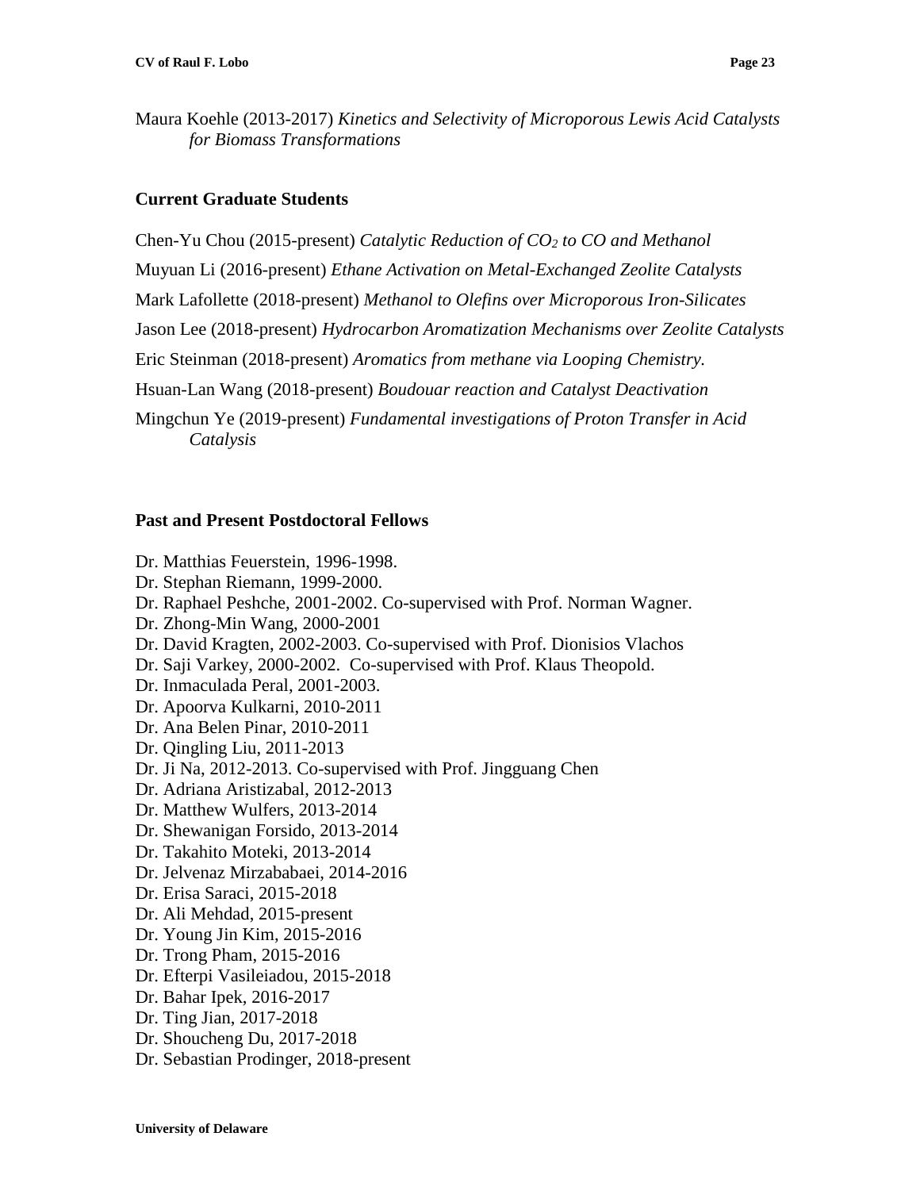Maura Koehle (2013-2017) *Kinetics and Selectivity of Microporous Lewis Acid Catalysts for Biomass Transformations*

## Current Graduate Students

Chen-Yu Chou (2015-present) *Catalytic Reduction of $CO_2$ to CO and Methanol*

Muyuan Li (2016-present) *Ethane Activation on Metal-Exchanged Zeolite Catalysts*

Mark Lafollette (2018-present) *Methanol to Olefins over Microporous Iron-Silicates*

Jason Lee (2018-present) *Hydrocarbon Aromatization Mechanisms over Zeolite Catalysts*

Eric Steinman (2018-present) *Aromatics from methane via Looping Chemistry.*

Hsuan-Lan Wang (2018-present) *Boudouar reaction and Catalyst Deactivation*

Mingchun Ye (2019-present) *Fundamental investigations of Proton Transfer in Acid Catalysis*

## Past and Present Postdoctoral Fellows

Dr. Matthias Feuerstein, 1996-1998.
Dr. Stephan Riemann, 1999-2000.
Dr. Raphael Peshche, 2001-2002. Co-supervised with Prof. Norman Wagner.
Dr. Zhong-Min Wang, 2000-2001
Dr. David Kragten, 2002-2003. Co-supervised with Prof. Dionisios Vlachos
Dr. Saji Varkey, 2000-2002. Co-supervised with Prof. Klaus Theopold.
Dr. Inmaculada Peral, 2001-2003.
Dr. Apoorva Kulkarni, 2010-2011
Dr. Ana Belen Pinar, 2010-2011
Dr. Qingling Liu, 2011-2013
Dr. Ji Na, 2012-2013. Co-supervised with Prof. Jingguang Chen
Dr. Adriana Aristizabal, 2012-2013
Dr. Matthew Wulfers, 2013-2014
Dr. Shewanigan Forsido, 2013-2014
Dr. Takahito Moteki, 2013-2014
Dr. Jelvenaz Mirzababaei, 2014-2016
Dr. Erisa Saraci, 2015-2018
Dr. Ali Mehdad, 2015-present
Dr. Young Jin Kim, 2015-2016
Dr. Trong Pham, 2015-2016
Dr. Efterpi Vasileiadou, 2015-2018
Dr. Bahar Ipek, 2016-2017
Dr. Ting Jian, 2017-2018
Dr. Shoucheng Du, 2017-2018
Dr. Sebastian Prodinger, 2018-present